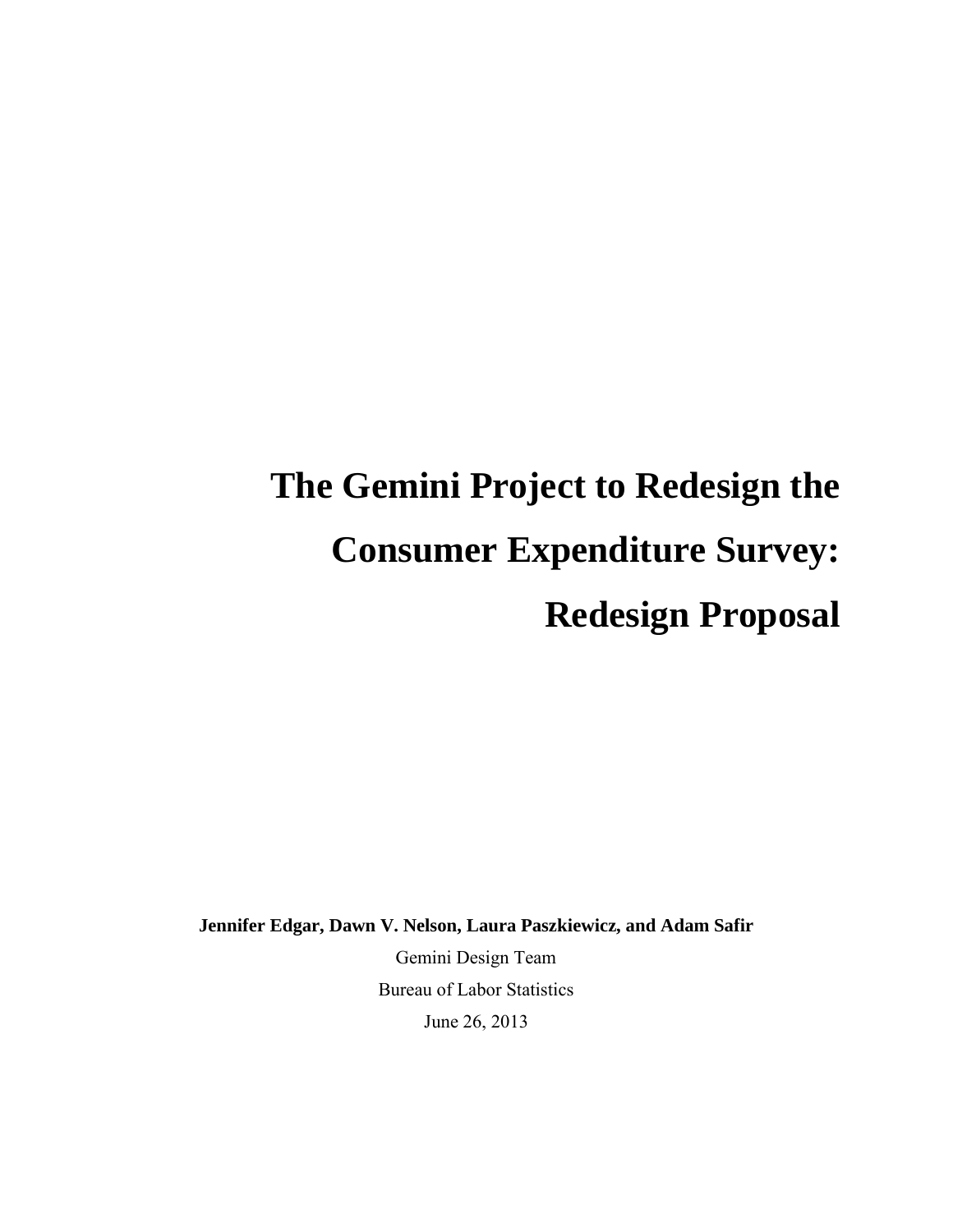# The Gemini Project to Redesign the Consumer Expenditure Survey: Redesign Proposal

**Jennifer Edgar, Dawn V. Nelson, Laura Paszkiewicz, and Adam Safir**

Gemini Design Team

Bureau of Labor Statistics

June 26, 2013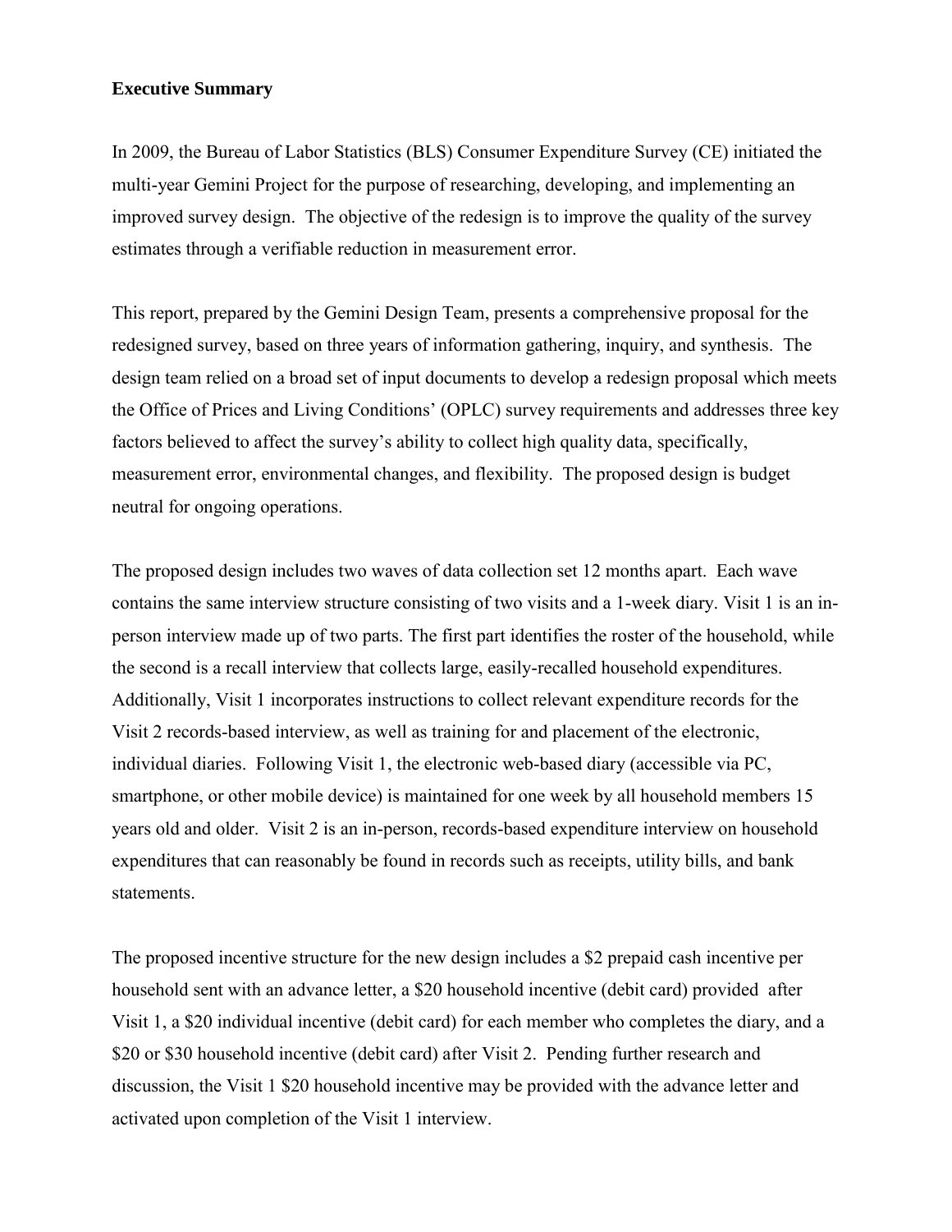**Executive Summary**

In 2009, the Bureau of Labor Statistics (BLS) Consumer Expenditure Survey (CE) initiated the multi-year Gemini Project for the purpose of researching, developing, and implementing an improved survey design. The objective of the redesign is to improve the quality of the survey estimates through a verifiable reduction in measurement error.

This report, prepared by the Gemini Design Team, presents a comprehensive proposal for the redesigned survey, based on three years of information gathering, inquiry, and synthesis. The design team relied on a broad set of input documents to develop a redesign proposal which meets the Office of Prices and Living Conditions' (OPLC) survey requirements and addresses three key factors believed to affect the survey's ability to collect high quality data, specifically, measurement error, environmental changes, and flexibility. The proposed design is budget neutral for ongoing operations.

The proposed design includes two waves of data collection set 12 months apart. Each wave contains the same interview structure consisting of two visits and a 1-week diary. Visit 1 is an in-person interview made up of two parts. The first part identifies the roster of the household, while the second is a recall interview that collects large, easily-recalled household expenditures. Additionally, Visit 1 incorporates instructions to collect relevant expenditure records for the Visit 2 records-based interview, as well as training for and placement of the electronic, individual diaries. Following Visit 1, the electronic web-based diary (accessible via PC, smartphone, or other mobile device) is maintained for one week by all household members 15 years old and older. Visit 2 is an in-person, records-based expenditure interview on household expenditures that can reasonably be found in records such as receipts, utility bills, and bank statements.

The proposed incentive structure for the new design includes a $2 prepaid cash incentive per household sent with an advance letter, a $20 household incentive (debit card) provided after Visit 1, a $20 individual incentive (debit card) for each member who completes the diary, and a $20 or $30 household incentive (debit card) after Visit 2. Pending further research and discussion, the Visit 1 $20 household incentive may be provided with the advance letter and activated upon completion of the Visit 1 interview.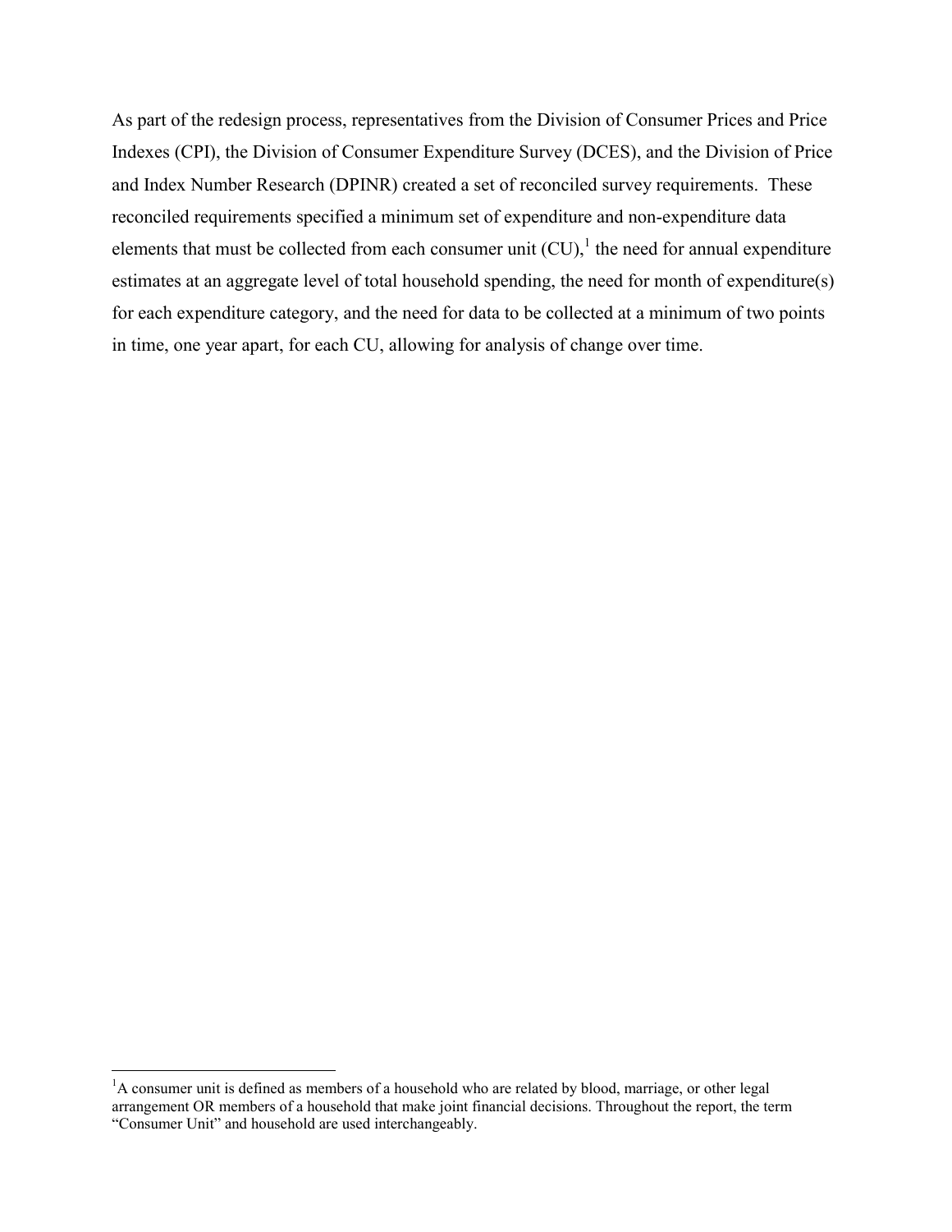As part of the redesign process, representatives from the Division of Consumer Prices and Price Indexes (CPI), the Division of Consumer Expenditure Survey (DCES), and the Division of Price and Index Number Research (DPINR) created a set of reconciled survey requirements. These reconciled requirements specified a minimum set of expenditure and non-expenditure data elements that must be collected from each consumer unit (CU),[1] the need for annual expenditure estimates at an aggregate level of total household spending, the need for month of expenditure(s) for each expenditure category, and the need for data to be collected at a minimum of two points in time, one year apart, for each CU, allowing for analysis of change over time.

---

[1]A consumer unit is defined as members of a household who are related by blood, marriage, or other legal arrangement OR members of a household that make joint financial decisions. Throughout the report, the term "Consumer Unit" and household are used interchangeably.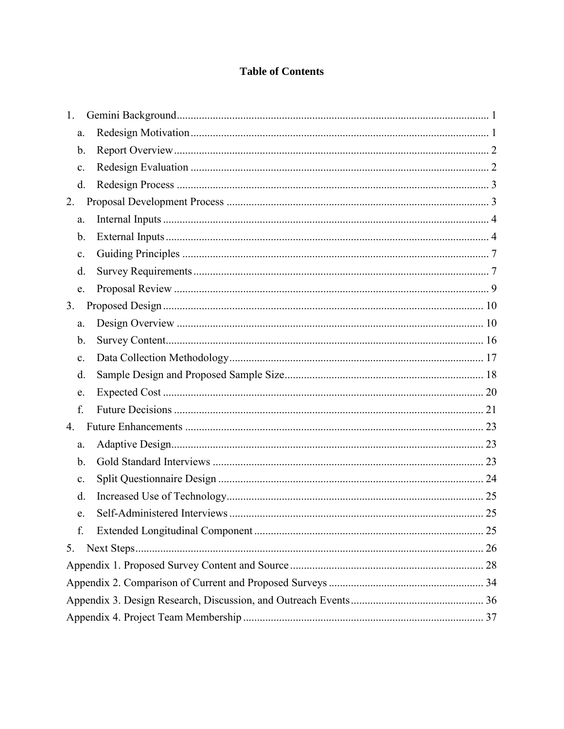# Table of Contents

1. Gemini Background ... 1
   a. Redesign Motivation ... 1
   b. Report Overview ... 2
   c. Redesign Evaluation ... 2
   d. Redesign Process ... 3
2. Proposal Development Process ... 3
   a. Internal Inputs ... 4
   b. External Inputs ... 4
   c. Guiding Principles ... 7
   d. Survey Requirements ... 7
   e. Proposal Review ... 9
3. Proposed Design ... 10
   a. Design Overview ... 10
   b. Survey Content ... 16
   c. Data Collection Methodology ... 17
   d. Sample Design and Proposed Sample Size ... 18
   e. Expected Cost ... 20
   f. Future Decisions ... 21
4. Future Enhancements ... 23
   a. Adaptive Design ... 23
   b. Gold Standard Interviews ... 23
   c. Split Questionnaire Design ... 24
   d. Increased Use of Technology ... 25
   e. Self-Administered Interviews ... 25
   f. Extended Longitudinal Component ... 25
5. Next Steps ... 26

Appendix 1. Proposed Survey Content and Source ... 28

Appendix 2. Comparison of Current and Proposed Surveys ... 34

Appendix 3. Design Research, Discussion, and Outreach Events ... 36

Appendix 4. Project Team Membership ... 37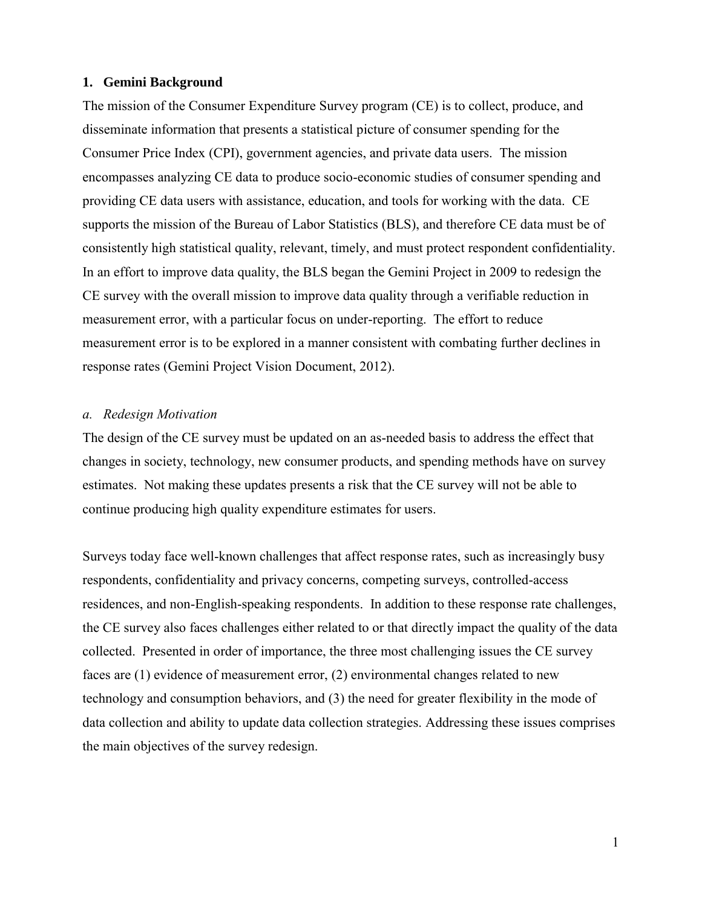## 1. Gemini Background

The mission of the Consumer Expenditure Survey program (CE) is to collect, produce, and disseminate information that presents a statistical picture of consumer spending for the Consumer Price Index (CPI), government agencies, and private data users. The mission encompasses analyzing CE data to produce socio-economic studies of consumer spending and providing CE data users with assistance, education, and tools for working with the data. CE supports the mission of the Bureau of Labor Statistics (BLS), and therefore CE data must be of consistently high statistical quality, relevant, timely, and must protect respondent confidentiality. In an effort to improve data quality, the BLS began the Gemini Project in 2009 to redesign the CE survey with the overall mission to improve data quality through a verifiable reduction in measurement error, with a particular focus on under-reporting. The effort to reduce measurement error is to be explored in a manner consistent with combating further declines in response rates (Gemini Project Vision Document, 2012).

### *a. Redesign Motivation*

The design of the CE survey must be updated on an as-needed basis to address the effect that changes in society, technology, new consumer products, and spending methods have on survey estimates. Not making these updates presents a risk that the CE survey will not be able to continue producing high quality expenditure estimates for users.

Surveys today face well-known challenges that affect response rates, such as increasingly busy respondents, confidentiality and privacy concerns, competing surveys, controlled-access residences, and non-English-speaking respondents. In addition to these response rate challenges, the CE survey also faces challenges either related to or that directly impact the quality of the data collected. Presented in order of importance, the three most challenging issues the CE survey faces are (1) evidence of measurement error, (2) environmental changes related to new technology and consumption behaviors, and (3) the need for greater flexibility in the mode of data collection and ability to update data collection strategies. Addressing these issues comprises the main objectives of the survey redesign.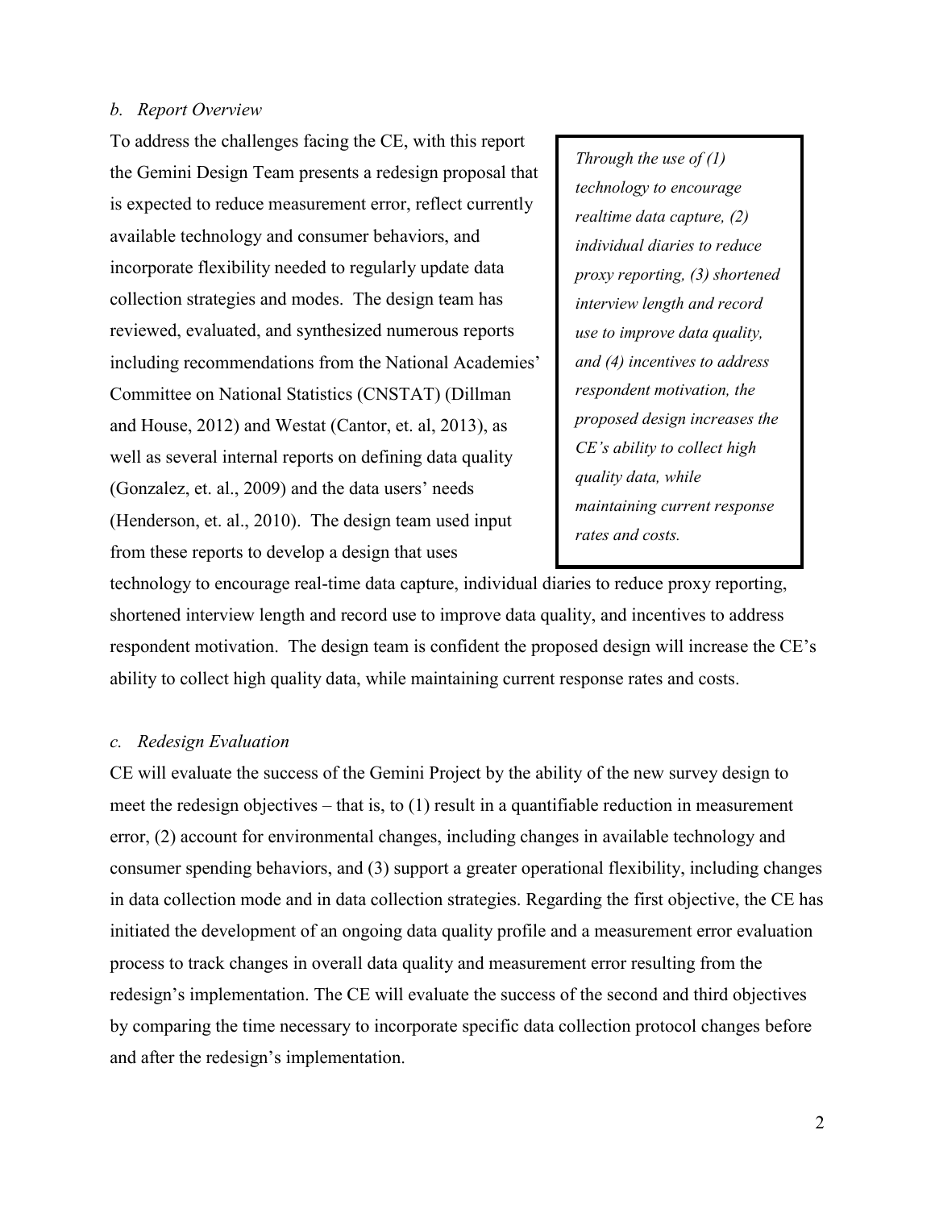*b. Report Overview*

To address the challenges facing the CE, with this report the Gemini Design Team presents a redesign proposal that is expected to reduce measurement error, reflect currently available technology and consumer behaviors, and incorporate flexibility needed to regularly update data collection strategies and modes. The design team has reviewed, evaluated, and synthesized numerous reports including recommendations from the National Academies' Committee on National Statistics (CNSTAT) (Dillman and House, 2012) and Westat (Cantor, et. al, 2013), as well as several internal reports on defining data quality (Gonzalez, et. al., 2009) and the data users' needs (Henderson, et. al., 2010). The design team used input from these reports to develop a design that uses technology to encourage real-time data capture, individual diaries to reduce proxy reporting, shortened interview length and record use to improve data quality, and incentives to address respondent motivation. The design team is confident the proposed design will increase the CE's ability to collect high quality data, while maintaining current response rates and costs.

> *Through the use of (1) technology to encourage realtime data capture, (2) individual diaries to reduce proxy reporting, (3) shortened interview length and record use to improve data quality, and (4) incentives to address respondent motivation, the proposed design increases the CE's ability to collect high quality data, while maintaining current response rates and costs.*

*c. Redesign Evaluation*

CE will evaluate the success of the Gemini Project by the ability of the new survey design to meet the redesign objectives – that is, to (1) result in a quantifiable reduction in measurement error, (2) account for environmental changes, including changes in available technology and consumer spending behaviors, and (3) support a greater operational flexibility, including changes in data collection mode and in data collection strategies. Regarding the first objective, the CE has initiated the development of an ongoing data quality profile and a measurement error evaluation process to track changes in overall data quality and measurement error resulting from the redesign's implementation. The CE will evaluate the success of the second and third objectives by comparing the time necessary to incorporate specific data collection protocol changes before and after the redesign's implementation.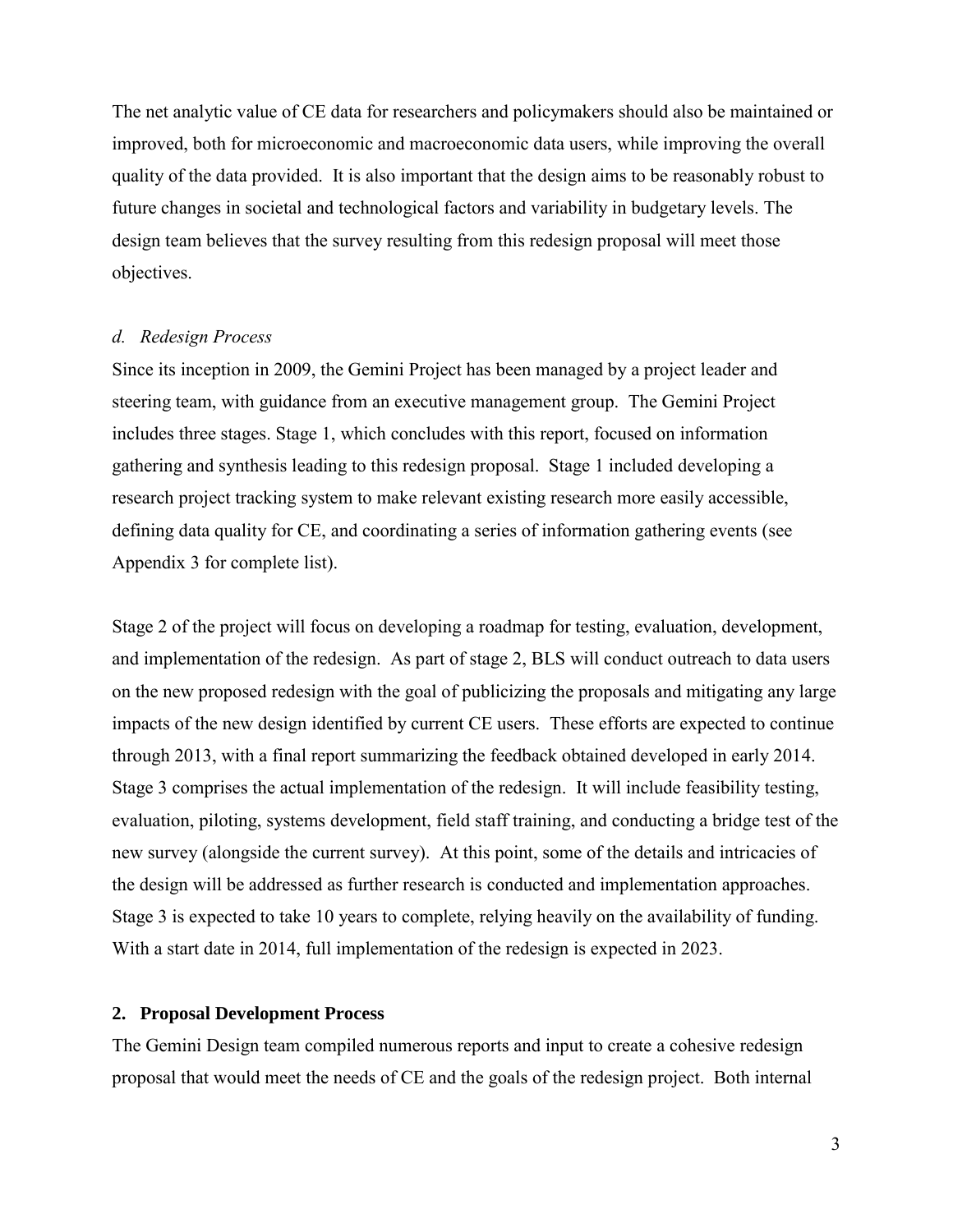The net analytic value of CE data for researchers and policymakers should also be maintained or improved, both for microeconomic and macroeconomic data users, while improving the overall quality of the data provided. It is also important that the design aims to be reasonably robust to future changes in societal and technological factors and variability in budgetary levels. The design team believes that the survey resulting from this redesign proposal will meet those objectives.

*d. Redesign Process*

Since its inception in 2009, the Gemini Project has been managed by a project leader and steering team, with guidance from an executive management group. The Gemini Project includes three stages. Stage 1, which concludes with this report, focused on information gathering and synthesis leading to this redesign proposal. Stage 1 included developing a research project tracking system to make relevant existing research more easily accessible, defining data quality for CE, and coordinating a series of information gathering events (see Appendix 3 for complete list).

Stage 2 of the project will focus on developing a roadmap for testing, evaluation, development, and implementation of the redesign. As part of stage 2, BLS will conduct outreach to data users on the new proposed redesign with the goal of publicizing the proposals and mitigating any large impacts of the new design identified by current CE users. These efforts are expected to continue through 2013, with a final report summarizing the feedback obtained developed in early 2014. Stage 3 comprises the actual implementation of the redesign. It will include feasibility testing, evaluation, piloting, systems development, field staff training, and conducting a bridge test of the new survey (alongside the current survey). At this point, some of the details and intricacies of the design will be addressed as further research is conducted and implementation approaches. Stage 3 is expected to take 10 years to complete, relying heavily on the availability of funding. With a start date in 2014, full implementation of the redesign is expected in 2023.

## 2. Proposal Development Process

The Gemini Design team compiled numerous reports and input to create a cohesive redesign proposal that would meet the needs of CE and the goals of the redesign project. Both internal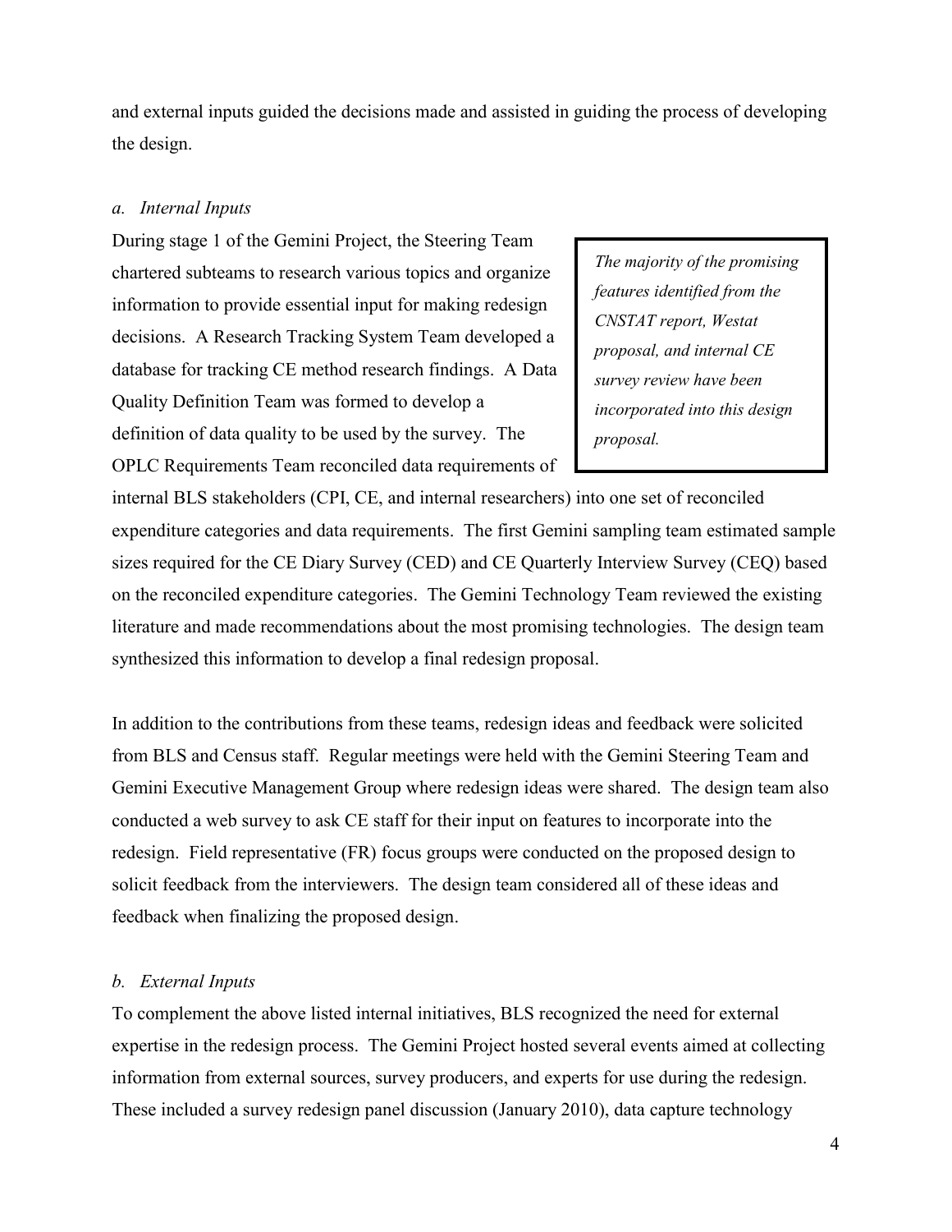and external inputs guided the decisions made and assisted in guiding the process of developing the design.

### *a. Internal Inputs*

During stage 1 of the Gemini Project, the Steering Team chartered subteams to research various topics and organize information to provide essential input for making redesign decisions. A Research Tracking System Team developed a database for tracking CE method research findings. A Data Quality Definition Team was formed to develop a definition of data quality to be used by the survey. The OPLC Requirements Team reconciled data requirements of internal BLS stakeholders (CPI, CE, and internal researchers) into one set of reconciled expenditure categories and data requirements. The first Gemini sampling team estimated sample sizes required for the CE Diary Survey (CED) and CE Quarterly Interview Survey (CEQ) based on the reconciled expenditure categories. The Gemini Technology Team reviewed the existing literature and made recommendations about the most promising technologies. The design team synthesized this information to develop a final redesign proposal.

> *The majority of the promising features identified from the CNSTAT report, Westat proposal, and internal CE survey review have been incorporated into this design proposal.*

In addition to the contributions from these teams, redesign ideas and feedback were solicited from BLS and Census staff. Regular meetings were held with the Gemini Steering Team and Gemini Executive Management Group where redesign ideas were shared. The design team also conducted a web survey to ask CE staff for their input on features to incorporate into the redesign. Field representative (FR) focus groups were conducted on the proposed design to solicit feedback from the interviewers. The design team considered all of these ideas and feedback when finalizing the proposed design.

### *b. External Inputs*

To complement the above listed internal initiatives, BLS recognized the need for external expertise in the redesign process. The Gemini Project hosted several events aimed at collecting information from external sources, survey producers, and experts for use during the redesign. These included a survey redesign panel discussion (January 2010), data capture technology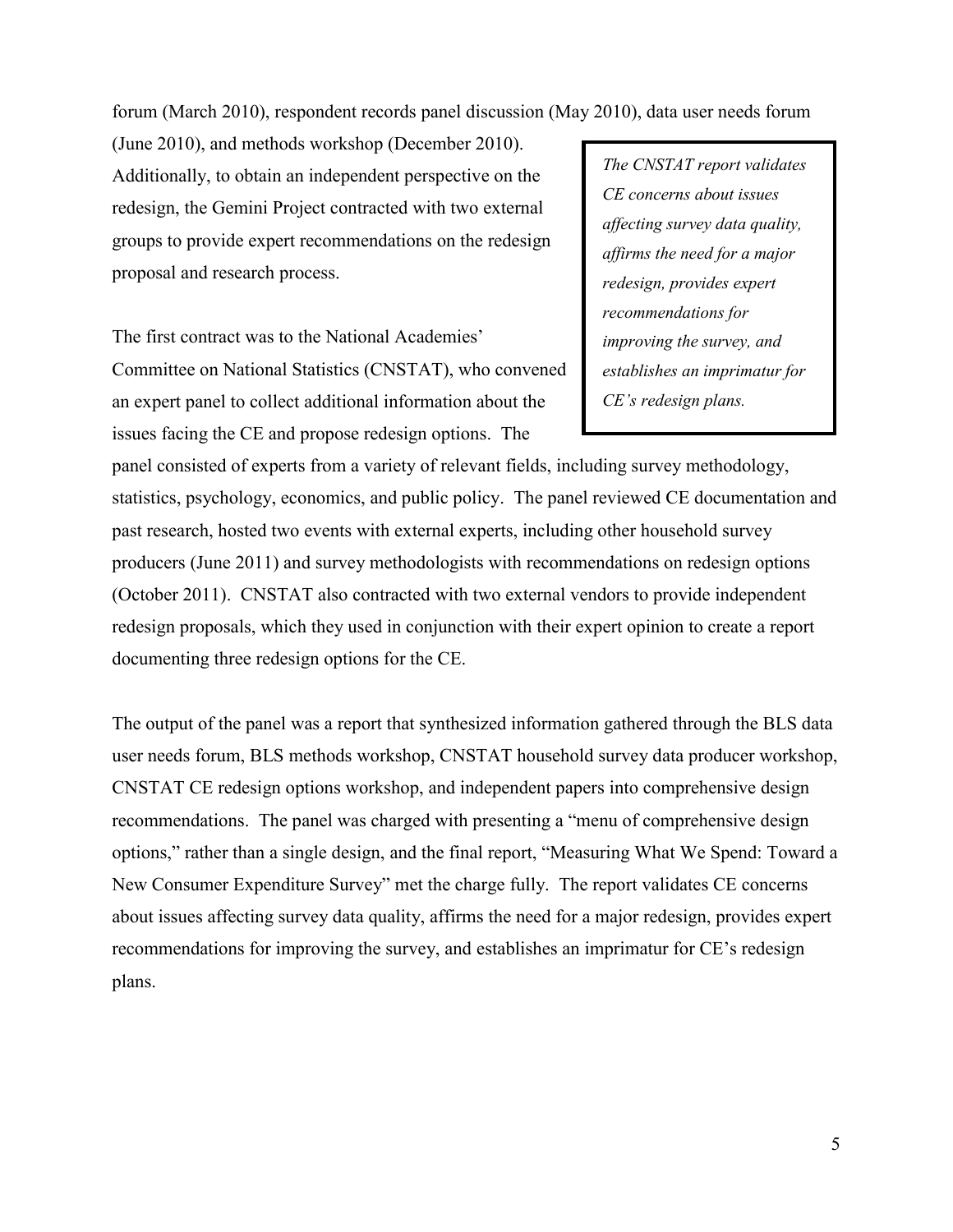forum (March 2010), respondent records panel discussion (May 2010), data user needs forum (June 2010), and methods workshop (December 2010). Additionally, to obtain an independent perspective on the redesign, the Gemini Project contracted with two external groups to provide expert recommendations on the redesign proposal and research process.

> *The CNSTAT report validates CE concerns about issues affecting survey data quality, affirms the need for a major redesign, provides expert recommendations for improving the survey, and establishes an imprimatur for CE's redesign plans.*

The first contract was to the National Academies' Committee on National Statistics (CNSTAT), who convened an expert panel to collect additional information about the issues facing the CE and propose redesign options. The panel consisted of experts from a variety of relevant fields, including survey methodology, statistics, psychology, economics, and public policy. The panel reviewed CE documentation and past research, hosted two events with external experts, including other household survey producers (June 2011) and survey methodologists with recommendations on redesign options (October 2011). CNSTAT also contracted with two external vendors to provide independent redesign proposals, which they used in conjunction with their expert opinion to create a report documenting three redesign options for the CE.

The output of the panel was a report that synthesized information gathered through the BLS data user needs forum, BLS methods workshop, CNSTAT household survey data producer workshop, CNSTAT CE redesign options workshop, and independent papers into comprehensive design recommendations. The panel was charged with presenting a "menu of comprehensive design options," rather than a single design, and the final report, "Measuring What We Spend: Toward a New Consumer Expenditure Survey" met the charge fully. The report validates CE concerns about issues affecting survey data quality, affirms the need for a major redesign, provides expert recommendations for improving the survey, and establishes an imprimatur for CE's redesign plans.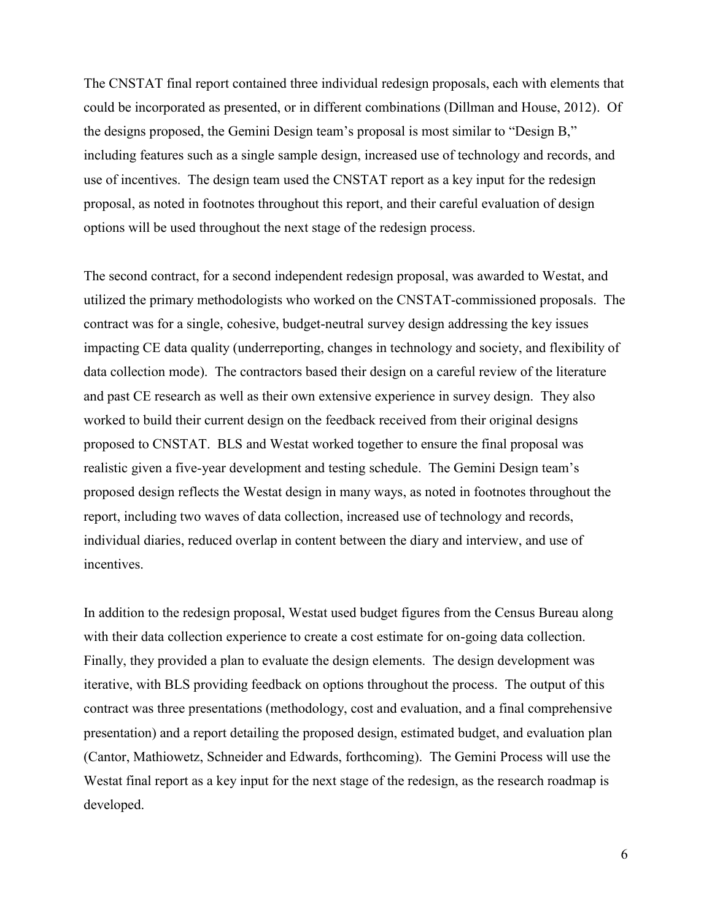The CNSTAT final report contained three individual redesign proposals, each with elements that could be incorporated as presented, or in different combinations (Dillman and House, 2012). Of the designs proposed, the Gemini Design team's proposal is most similar to "Design B," including features such as a single sample design, increased use of technology and records, and use of incentives. The design team used the CNSTAT report as a key input for the redesign proposal, as noted in footnotes throughout this report, and their careful evaluation of design options will be used throughout the next stage of the redesign process.

The second contract, for a second independent redesign proposal, was awarded to Westat, and utilized the primary methodologists who worked on the CNSTAT-commissioned proposals. The contract was for a single, cohesive, budget-neutral survey design addressing the key issues impacting CE data quality (underreporting, changes in technology and society, and flexibility of data collection mode). The contractors based their design on a careful review of the literature and past CE research as well as their own extensive experience in survey design. They also worked to build their current design on the feedback received from their original designs proposed to CNSTAT. BLS and Westat worked together to ensure the final proposal was realistic given a five-year development and testing schedule. The Gemini Design team's proposed design reflects the Westat design in many ways, as noted in footnotes throughout the report, including two waves of data collection, increased use of technology and records, individual diaries, reduced overlap in content between the diary and interview, and use of incentives.

In addition to the redesign proposal, Westat used budget figures from the Census Bureau along with their data collection experience to create a cost estimate for on-going data collection. Finally, they provided a plan to evaluate the design elements. The design development was iterative, with BLS providing feedback on options throughout the process. The output of this contract was three presentations (methodology, cost and evaluation, and a final comprehensive presentation) and a report detailing the proposed design, estimated budget, and evaluation plan (Cantor, Mathiowetz, Schneider and Edwards, forthcoming). The Gemini Process will use the Westat final report as a key input for the next stage of the redesign, as the research roadmap is developed.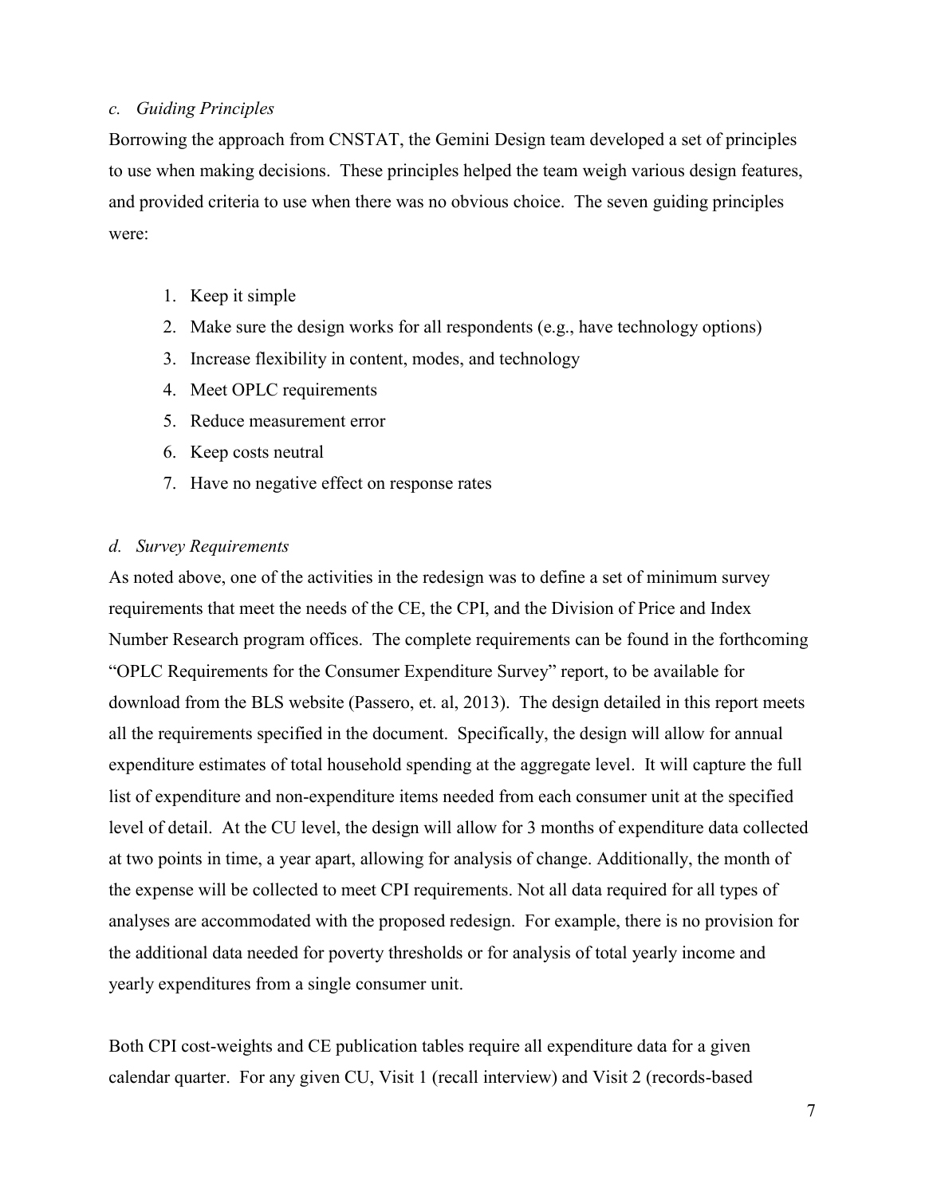### *c. Guiding Principles*

Borrowing the approach from CNSTAT, the Gemini Design team developed a set of principles to use when making decisions. These principles helped the team weigh various design features, and provided criteria to use when there was no obvious choice. The seven guiding principles were:

1. Keep it simple
2. Make sure the design works for all respondents (e.g., have technology options)
3. Increase flexibility in content, modes, and technology
4. Meet OPLC requirements
5. Reduce measurement error
6. Keep costs neutral
7. Have no negative effect on response rates

### *d. Survey Requirements*

As noted above, one of the activities in the redesign was to define a set of minimum survey requirements that meet the needs of the CE, the CPI, and the Division of Price and Index Number Research program offices. The complete requirements can be found in the forthcoming "OPLC Requirements for the Consumer Expenditure Survey" report, to be available for download from the BLS website (Passero, et. al, 2013). The design detailed in this report meets all the requirements specified in the document. Specifically, the design will allow for annual expenditure estimates of total household spending at the aggregate level. It will capture the full list of expenditure and non-expenditure items needed from each consumer unit at the specified level of detail. At the CU level, the design will allow for 3 months of expenditure data collected at two points in time, a year apart, allowing for analysis of change. Additionally, the month of the expense will be collected to meet CPI requirements. Not all data required for all types of analyses are accommodated with the proposed redesign. For example, there is no provision for the additional data needed for poverty thresholds or for analysis of total yearly income and yearly expenditures from a single consumer unit.

Both CPI cost-weights and CE publication tables require all expenditure data for a given calendar quarter. For any given CU, Visit 1 (recall interview) and Visit 2 (records-based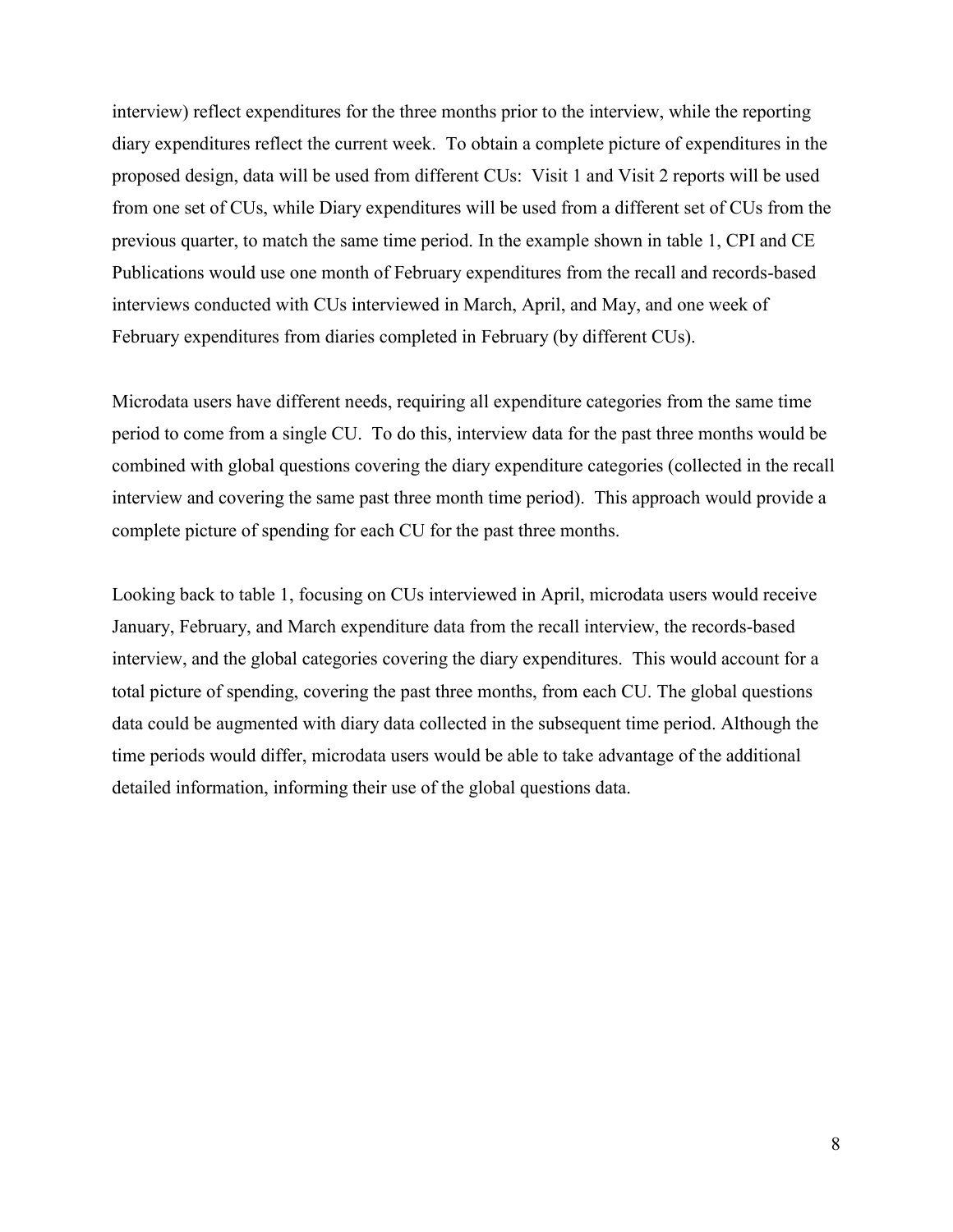interview) reflect expenditures for the three months prior to the interview, while the reporting diary expenditures reflect the current week. To obtain a complete picture of expenditures in the proposed design, data will be used from different CUs: Visit 1 and Visit 2 reports will be used from one set of CUs, while Diary expenditures will be used from a different set of CUs from the previous quarter, to match the same time period. In the example shown in table 1, CPI and CE Publications would use one month of February expenditures from the recall and records-based interviews conducted with CUs interviewed in March, April, and May, and one week of February expenditures from diaries completed in February (by different CUs).

Microdata users have different needs, requiring all expenditure categories from the same time period to come from a single CU. To do this, interview data for the past three months would be combined with global questions covering the diary expenditure categories (collected in the recall interview and covering the same past three month time period). This approach would provide a complete picture of spending for each CU for the past three months.

Looking back to table 1, focusing on CUs interviewed in April, microdata users would receive January, February, and March expenditure data from the recall interview, the records-based interview, and the global categories covering the diary expenditures. This would account for a total picture of spending, covering the past three months, from each CU. The global questions data could be augmented with diary data collected in the subsequent time period. Although the time periods would differ, microdata users would be able to take advantage of the additional detailed information, informing their use of the global questions data.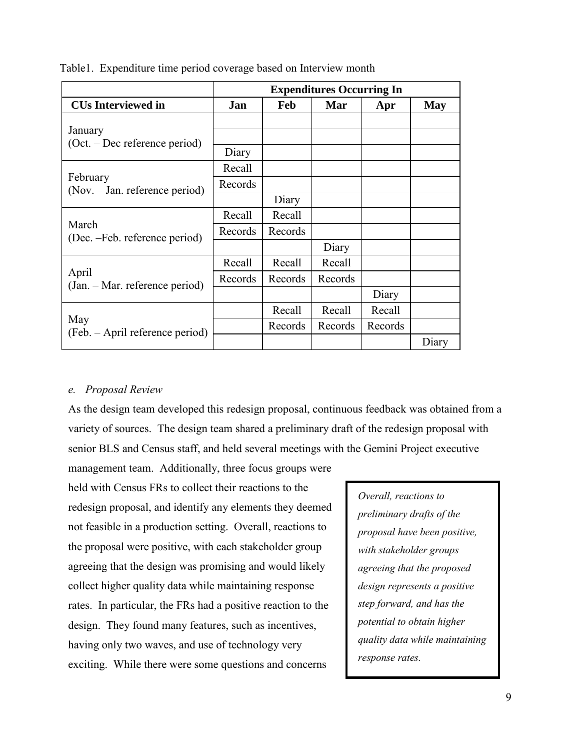Table1. Expenditure time period coverage based on Interview month

| | Expenditures Occurring In | | | | |
|---|---|---|---|---|---|
| **CUs Interviewed in** | **Jan** | **Feb** | **Mar** | **Apr** | **May** |
| January (Oct. – Dec reference period) | | | | | |
| | | | | | |
| | Diary | | | | |
| February (Nov. – Jan. reference period) | Recall | | | | |
| | Records | | | | |
| | | Diary | | | |
| March (Dec. –Feb. reference period) | Recall | Recall | | | |
| | Records | Records | | | |
| | | | Diary | | |
| April (Jan. – Mar. reference period) | Recall | Recall | Recall | | |
| | Records | Records | Records | | |
| | | | | Diary | |
| May (Feb. – April reference period) | | Recall | Recall | Recall | |
| | | Records | Records | Records | |
| | | | | | Diary |

*e. Proposal Review*

As the design team developed this redesign proposal, continuous feedback was obtained from a variety of sources. The design team shared a preliminary draft of the redesign proposal with senior BLS and Census staff, and held several meetings with the Gemini Project executive management team. Additionally, three focus groups were held with Census FRs to collect their reactions to the redesign proposal, and identify any elements they deemed not feasible in a production setting. Overall, reactions to the proposal were positive, with each stakeholder group agreeing that the design was promising and would likely collect higher quality data while maintaining response rates. In particular, the FRs had a positive reaction to the design. They found many features, such as incentives, having only two waves, and use of technology very exciting. While there were some questions and concerns

> *Overall, reactions to preliminary drafts of the proposal have been positive, with stakeholder groups agreeing that the proposed design represents a positive step forward, and has the potential to obtain higher quality data while maintaining response rates.*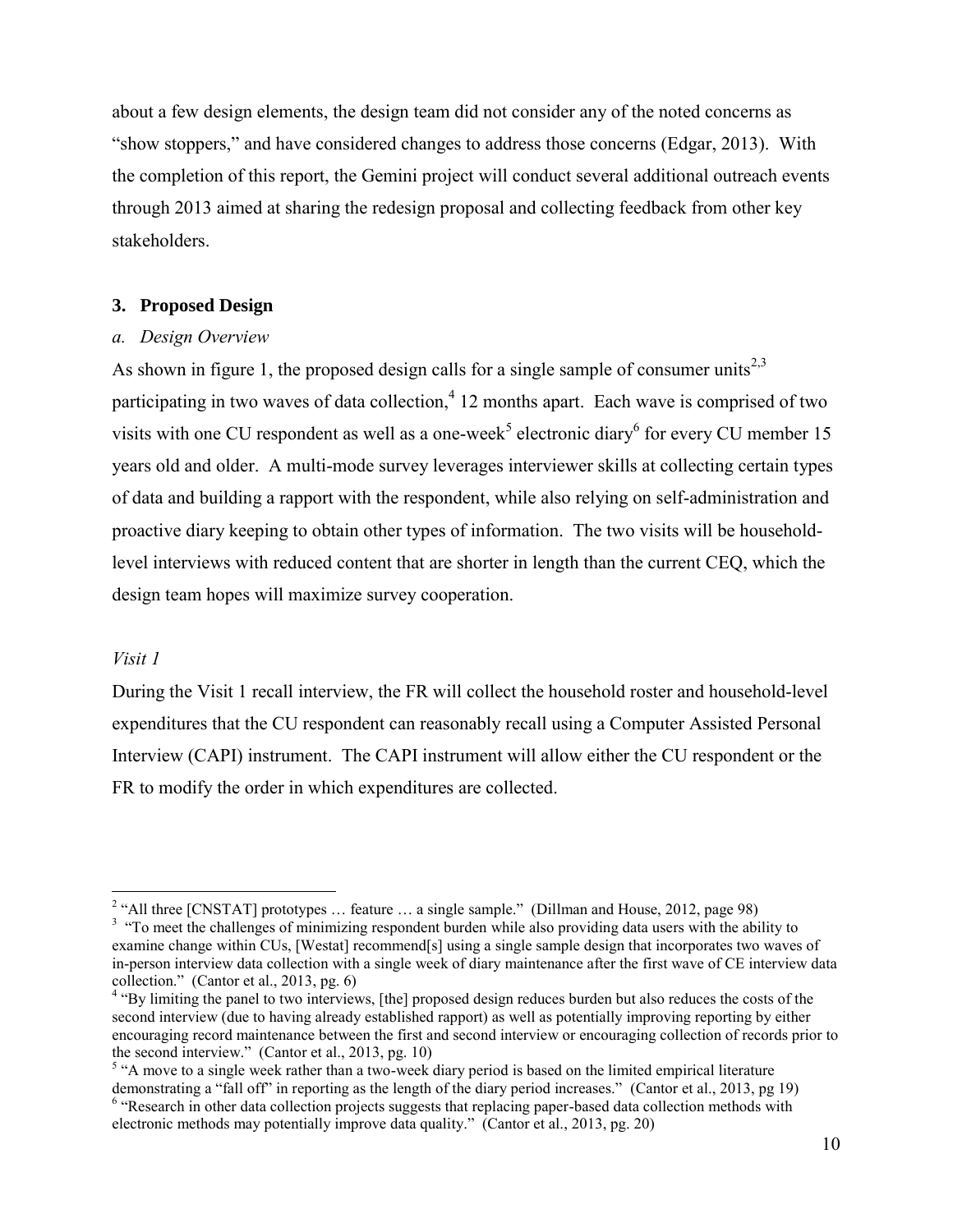about a few design elements, the design team did not consider any of the noted concerns as "show stoppers," and have considered changes to address those concerns (Edgar, 2013). With the completion of this report, the Gemini project will conduct several additional outreach events through 2013 aimed at sharing the redesign proposal and collecting feedback from other key stakeholders.

## 3. Proposed Design

### *a. Design Overview*

As shown in figure 1, the proposed design calls for a single sample of consumer units[2,3] participating in two waves of data collection,[4] 12 months apart. Each wave is comprised of two visits with one CU respondent as well as a one-week[5] electronic diary[6] for every CU member 15 years old and older. A multi-mode survey leverages interviewer skills at collecting certain types of data and building a rapport with the respondent, while also relying on self-administration and proactive diary keeping to obtain other types of information. The two visits will be household-level interviews with reduced content that are shorter in length than the current CEQ, which the design team hopes will maximize survey cooperation.

*Visit 1*

During the Visit 1 recall interview, the FR will collect the household roster and household-level expenditures that the CU respondent can reasonably recall using a Computer Assisted Personal Interview (CAPI) instrument. The CAPI instrument will allow either the CU respondent or the FR to modify the order in which expenditures are collected.

---

[2] "All three [CNSTAT] prototypes … feature … a single sample." (Dillman and House, 2012, page 98)

[3] "To meet the challenges of minimizing respondent burden while also providing data users with the ability to examine change within CUs, [Westat] recommend[s] using a single sample design that incorporates two waves of in-person interview data collection with a single week of diary maintenance after the first wave of CE interview data collection." (Cantor et al., 2013, pg. 6)

[4] "By limiting the panel to two interviews, [the] proposed design reduces burden but also reduces the costs of the second interview (due to having already established rapport) as well as potentially improving reporting by either encouraging record maintenance between the first and second interview or encouraging collection of records prior to the second interview." (Cantor et al., 2013, pg. 10)

[5] "A move to a single week rather than a two-week diary period is based on the limited empirical literature demonstrating a "fall off" in reporting as the length of the diary period increases." (Cantor et al., 2013, pg 19)

[6] "Research in other data collection projects suggests that replacing paper-based data collection methods with electronic methods may potentially improve data quality." (Cantor et al., 2013, pg. 20)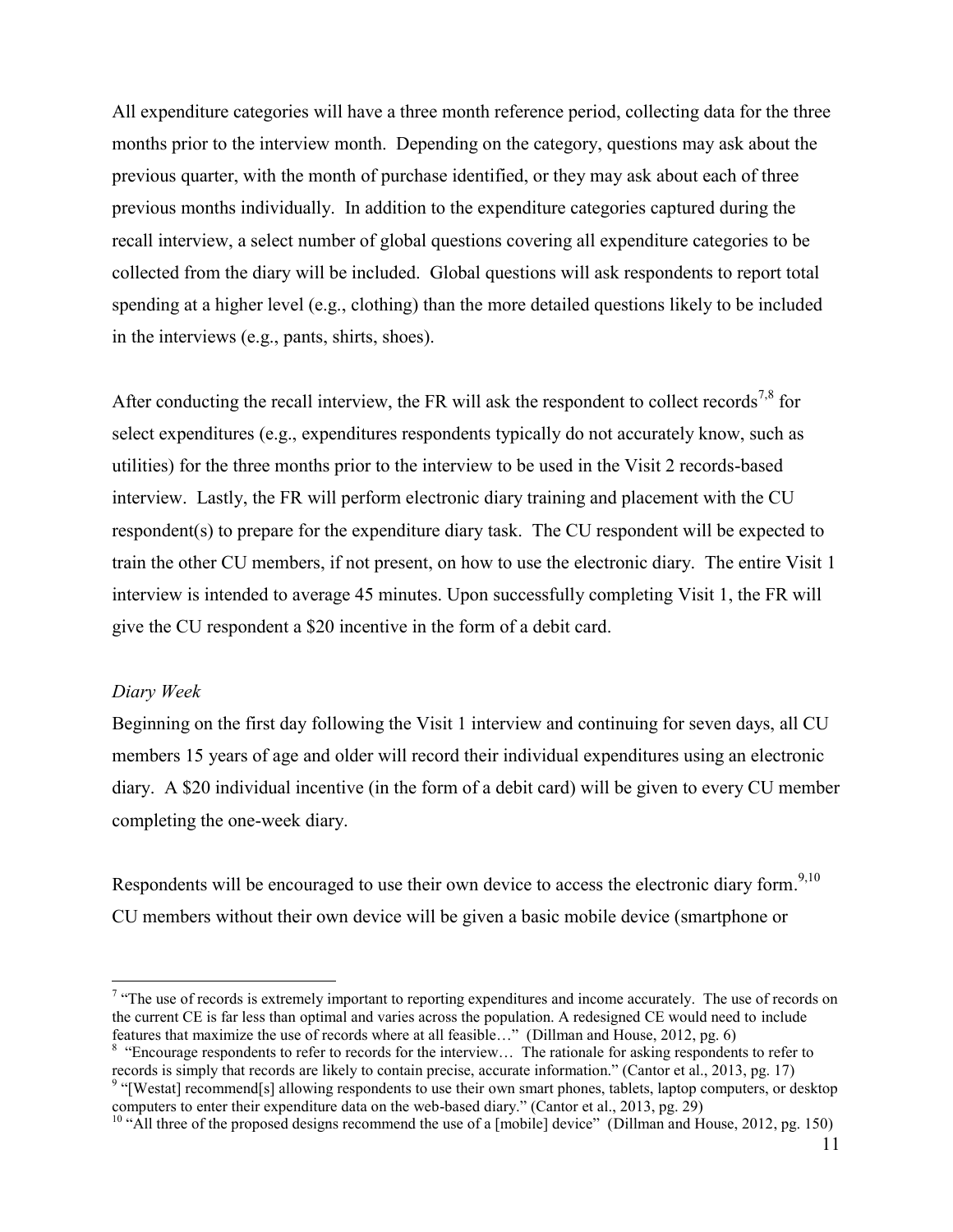All expenditure categories will have a three month reference period, collecting data for the three months prior to the interview month. Depending on the category, questions may ask about the previous quarter, with the month of purchase identified, or they may ask about each of three previous months individually. In addition to the expenditure categories captured during the recall interview, a select number of global questions covering all expenditure categories to be collected from the diary will be included. Global questions will ask respondents to report total spending at a higher level (e.g., clothing) than the more detailed questions likely to be included in the interviews (e.g., pants, shirts, shoes).

After conducting the recall interview, the FR will ask the respondent to collect records[7,8] for select expenditures (e.g., expenditures respondents typically do not accurately know, such as utilities) for the three months prior to the interview to be used in the Visit 2 records-based interview. Lastly, the FR will perform electronic diary training and placement with the CU respondent(s) to prepare for the expenditure diary task. The CU respondent will be expected to train the other CU members, if not present, on how to use the electronic diary. The entire Visit 1 interview is intended to average 45 minutes. Upon successfully completing Visit 1, the FR will give the CU respondent a $20 incentive in the form of a debit card.

*Diary Week*

Beginning on the first day following the Visit 1 interview and continuing for seven days, all CU members 15 years of age and older will record their individual expenditures using an electronic diary. A $20 individual incentive (in the form of a debit card) will be given to every CU member completing the one-week diary.

Respondents will be encouraged to use their own device to access the electronic diary form.[9,10] CU members without their own device will be given a basic mobile device (smartphone or

---

[7] "The use of records is extremely important to reporting expenditures and income accurately. The use of records on the current CE is far less than optimal and varies across the population. A redesigned CE would need to include features that maximize the use of records where at all feasible…" (Dillman and House, 2012, pg. 6)

[8] "Encourage respondents to refer to records for the interview… The rationale for asking respondents to refer to records is simply that records are likely to contain precise, accurate information." (Cantor et al., 2013, pg. 17)

[9] "[Westat] recommend[s] allowing respondents to use their own smart phones, tablets, laptop computers, or desktop computers to enter their expenditure data on the web-based diary." (Cantor et al., 2013, pg. 29)

[10] "All three of the proposed designs recommend the use of a [mobile] device" (Dillman and House, 2012, pg. 150)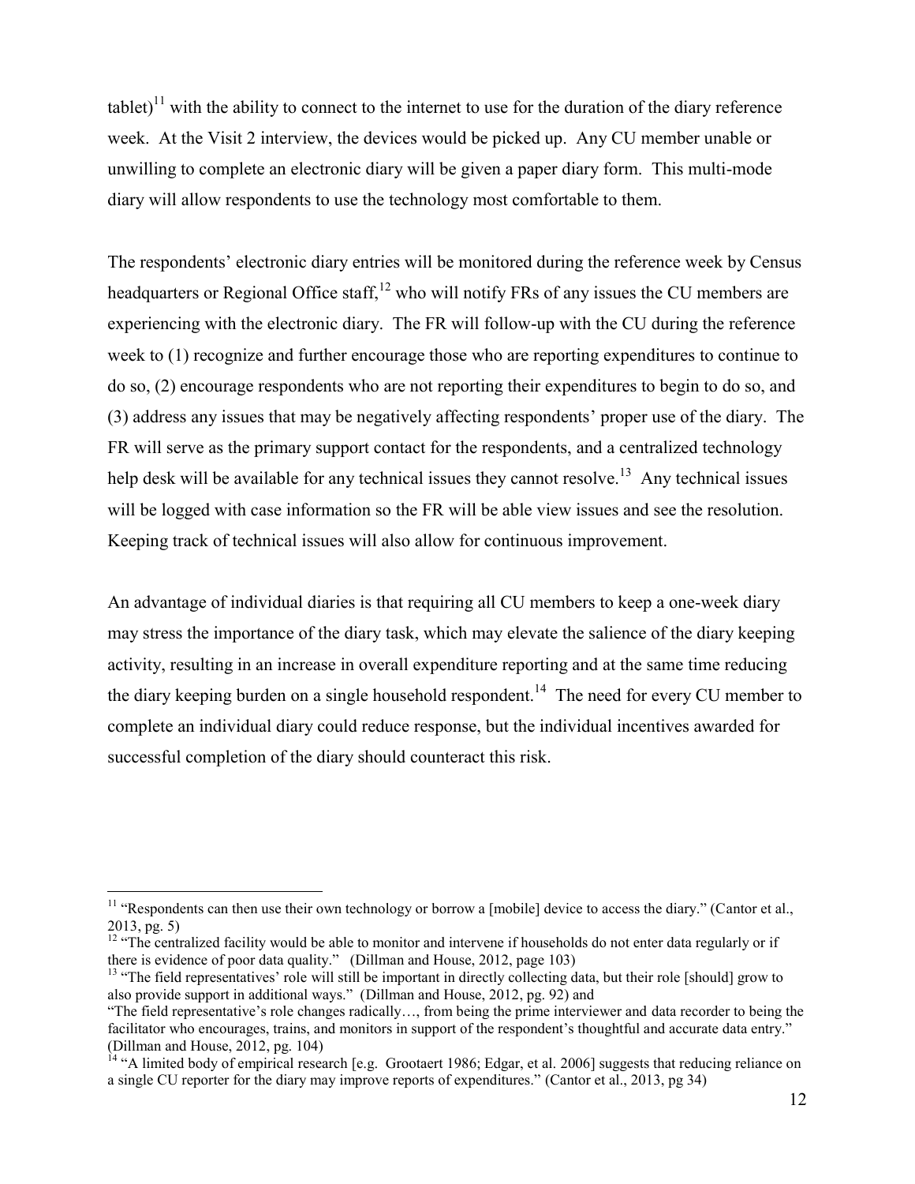tablet)[11] with the ability to connect to the internet to use for the duration of the diary reference week. At the Visit 2 interview, the devices would be picked up. Any CU member unable or unwilling to complete an electronic diary will be given a paper diary form. This multi-mode diary will allow respondents to use the technology most comfortable to them.

The respondents' electronic diary entries will be monitored during the reference week by Census headquarters or Regional Office staff,[12] who will notify FRs of any issues the CU members are experiencing with the electronic diary. The FR will follow-up with the CU during the reference week to (1) recognize and further encourage those who are reporting expenditures to continue to do so, (2) encourage respondents who are not reporting their expenditures to begin to do so, and (3) address any issues that may be negatively affecting respondents' proper use of the diary. The FR will serve as the primary support contact for the respondents, and a centralized technology help desk will be available for any technical issues they cannot resolve.[13] Any technical issues will be logged with case information so the FR will be able view issues and see the resolution. Keeping track of technical issues will also allow for continuous improvement.

An advantage of individual diaries is that requiring all CU members to keep a one-week diary may stress the importance of the diary task, which may elevate the salience of the diary keeping activity, resulting in an increase in overall expenditure reporting and at the same time reducing the diary keeping burden on a single household respondent.[14] The need for every CU member to complete an individual diary could reduce response, but the individual incentives awarded for successful completion of the diary should counteract this risk.

---

[11] "Respondents can then use their own technology or borrow a [mobile] device to access the diary." (Cantor et al., 2013, pg. 5)

[12] "The centralized facility would be able to monitor and intervene if households do not enter data regularly or if there is evidence of poor data quality." (Dillman and House, 2012, page 103)

[13] "The field representatives' role will still be important in directly collecting data, but their role [should] grow to also provide support in additional ways." (Dillman and House, 2012, pg. 92) and

"The field representative's role changes radically…, from being the prime interviewer and data recorder to being the facilitator who encourages, trains, and monitors in support of the respondent's thoughtful and accurate data entry." (Dillman and House, 2012, pg. 104)

[14] "A limited body of empirical research [e.g. Grootaert 1986; Edgar, et al. 2006] suggests that reducing reliance on a single CU reporter for the diary may improve reports of expenditures." (Cantor et al., 2013, pg 34)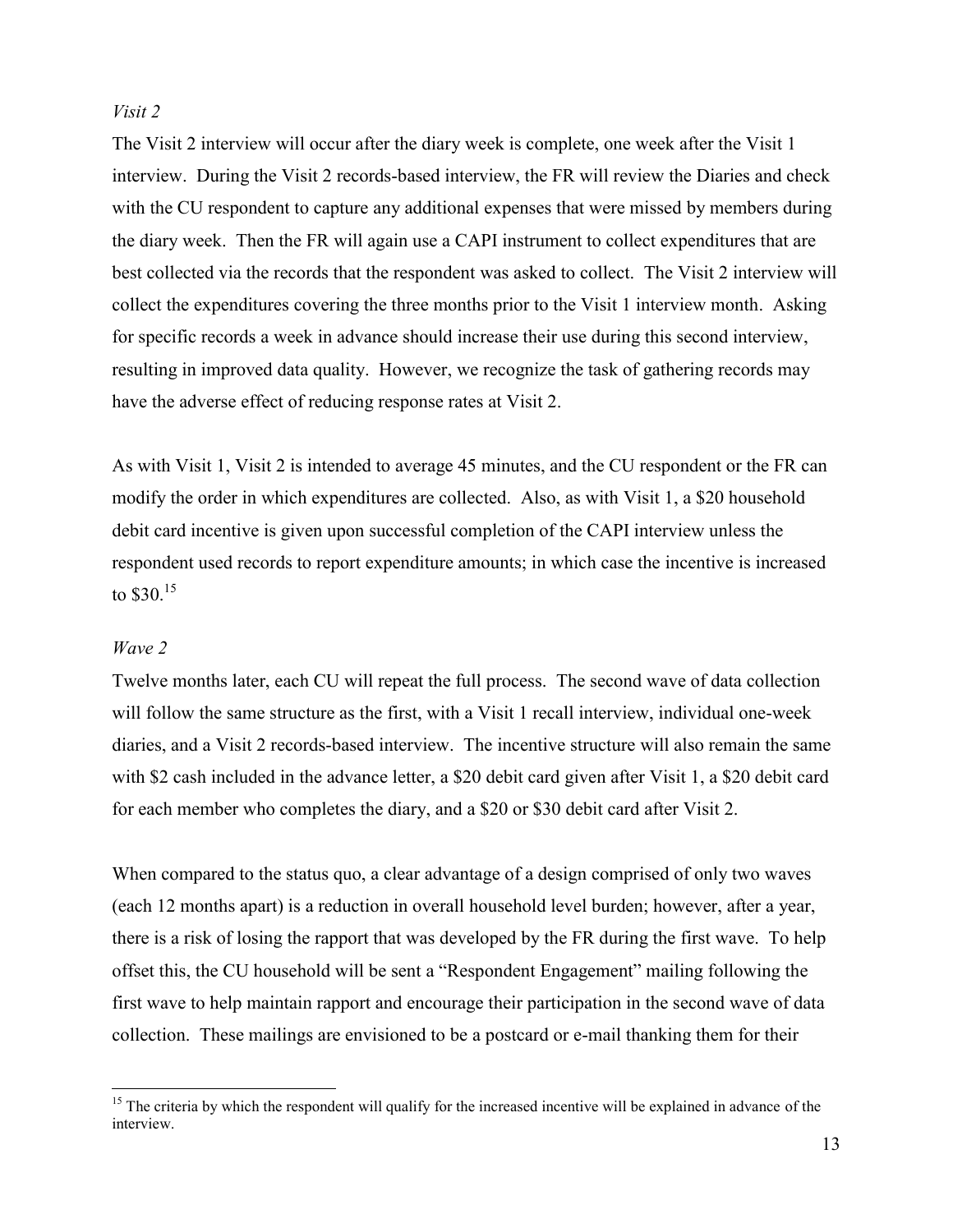*Visit 2*

The Visit 2 interview will occur after the diary week is complete, one week after the Visit 1 interview. During the Visit 2 records-based interview, the FR will review the Diaries and check with the CU respondent to capture any additional expenses that were missed by members during the diary week. Then the FR will again use a CAPI instrument to collect expenditures that are best collected via the records that the respondent was asked to collect. The Visit 2 interview will collect the expenditures covering the three months prior to the Visit 1 interview month. Asking for specific records a week in advance should increase their use during this second interview, resulting in improved data quality. However, we recognize the task of gathering records may have the adverse effect of reducing response rates at Visit 2.

As with Visit 1, Visit 2 is intended to average 45 minutes, and the CU respondent or the FR can modify the order in which expenditures are collected. Also, as with Visit 1, a $20 household debit card incentive is given upon successful completion of the CAPI interview unless the respondent used records to report expenditure amounts; in which case the incentive is increased to $30.[15]

*Wave 2*

Twelve months later, each CU will repeat the full process. The second wave of data collection will follow the same structure as the first, with a Visit 1 recall interview, individual one-week diaries, and a Visit 2 records-based interview. The incentive structure will also remain the same with $2 cash included in the advance letter, a $20 debit card given after Visit 1, a $20 debit card for each member who completes the diary, and a $20 or $30 debit card after Visit 2.

When compared to the status quo, a clear advantage of a design comprised of only two waves (each 12 months apart) is a reduction in overall household level burden; however, after a year, there is a risk of losing the rapport that was developed by the FR during the first wave. To help offset this, the CU household will be sent a "Respondent Engagement" mailing following the first wave to help maintain rapport and encourage their participation in the second wave of data collection. These mailings are envisioned to be a postcard or e-mail thanking them for their

[15] The criteria by which the respondent will qualify for the increased incentive will be explained in advance of the interview.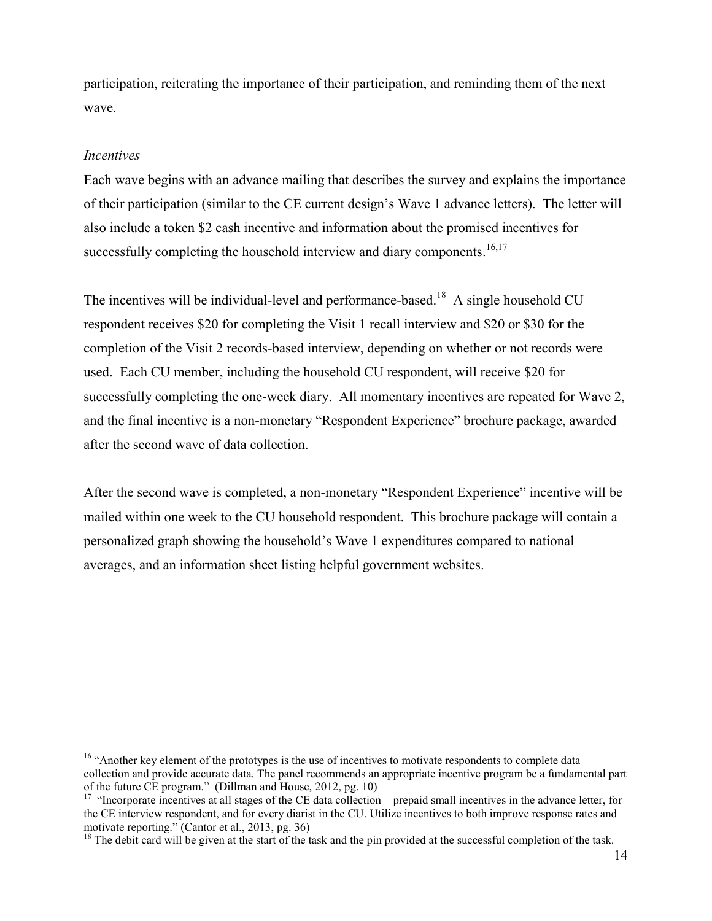participation, reiterating the importance of their participation, and reminding them of the next wave.

*Incentives*

Each wave begins with an advance mailing that describes the survey and explains the importance of their participation (similar to the CE current design's Wave 1 advance letters). The letter will also include a token $2 cash incentive and information about the promised incentives for successfully completing the household interview and diary components.[16,17]

The incentives will be individual-level and performance-based.[18] A single household CU respondent receives $20 for completing the Visit 1 recall interview and $20 or $30 for the completion of the Visit 2 records-based interview, depending on whether or not records were used. Each CU member, including the household CU respondent, will receive $20 for successfully completing the one-week diary. All momentary incentives are repeated for Wave 2, and the final incentive is a non-monetary "Respondent Experience" brochure package, awarded after the second wave of data collection.

After the second wave is completed, a non-monetary "Respondent Experience" incentive will be mailed within one week to the CU household respondent. This brochure package will contain a personalized graph showing the household's Wave 1 expenditures compared to national averages, and an information sheet listing helpful government websites.

---

[16] "Another key element of the prototypes is the use of incentives to motivate respondents to complete data collection and provide accurate data. The panel recommends an appropriate incentive program be a fundamental part of the future CE program." (Dillman and House, 2012, pg. 10)

[17] "Incorporate incentives at all stages of the CE data collection – prepaid small incentives in the advance letter, for the CE interview respondent, and for every diarist in the CU. Utilize incentives to both improve response rates and motivate reporting." (Cantor et al., 2013, pg. 36)

[18] The debit card will be given at the start of the task and the pin provided at the successful completion of the task.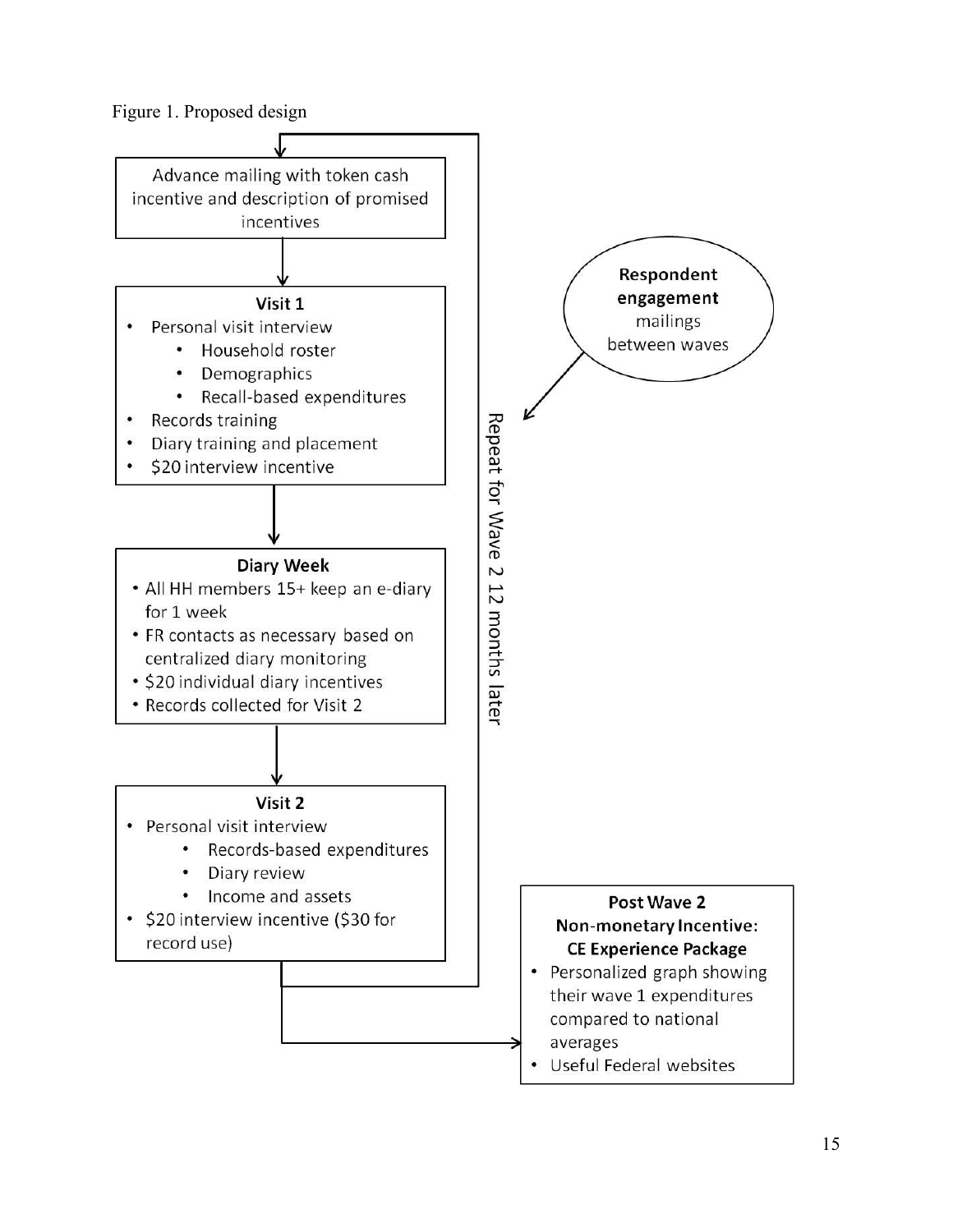Figure 1. Proposed design

Advance mailing with token cash incentive and description of promised incentives

**Visit 1**

- Personal visit interview
  - Household roster
  - Demographics
  - Recall-based expenditures
- Records training
- Diary training and placement
- $20 interview incentive

**Diary Week**

- All HH members 15+ keep an e-diary for 1 week
- FR contacts as necessary based on centralized diary monitoring
- $20 individual diary incentives
- Records collected for Visit 2

**Visit 2**

- Personal visit interview
  - Records-based expenditures
  - Diary review
  - Income and assets
- $20 interview incentive ($30 for record use)

Repeat for Wave 2 12 months later

**Respondent engagement** mailings between waves

**Post Wave 2 Non-monetary Incentive: CE Experience Package**

- Personalized graph showing their wave 1 expenditures compared to national averages
- Useful Federal websites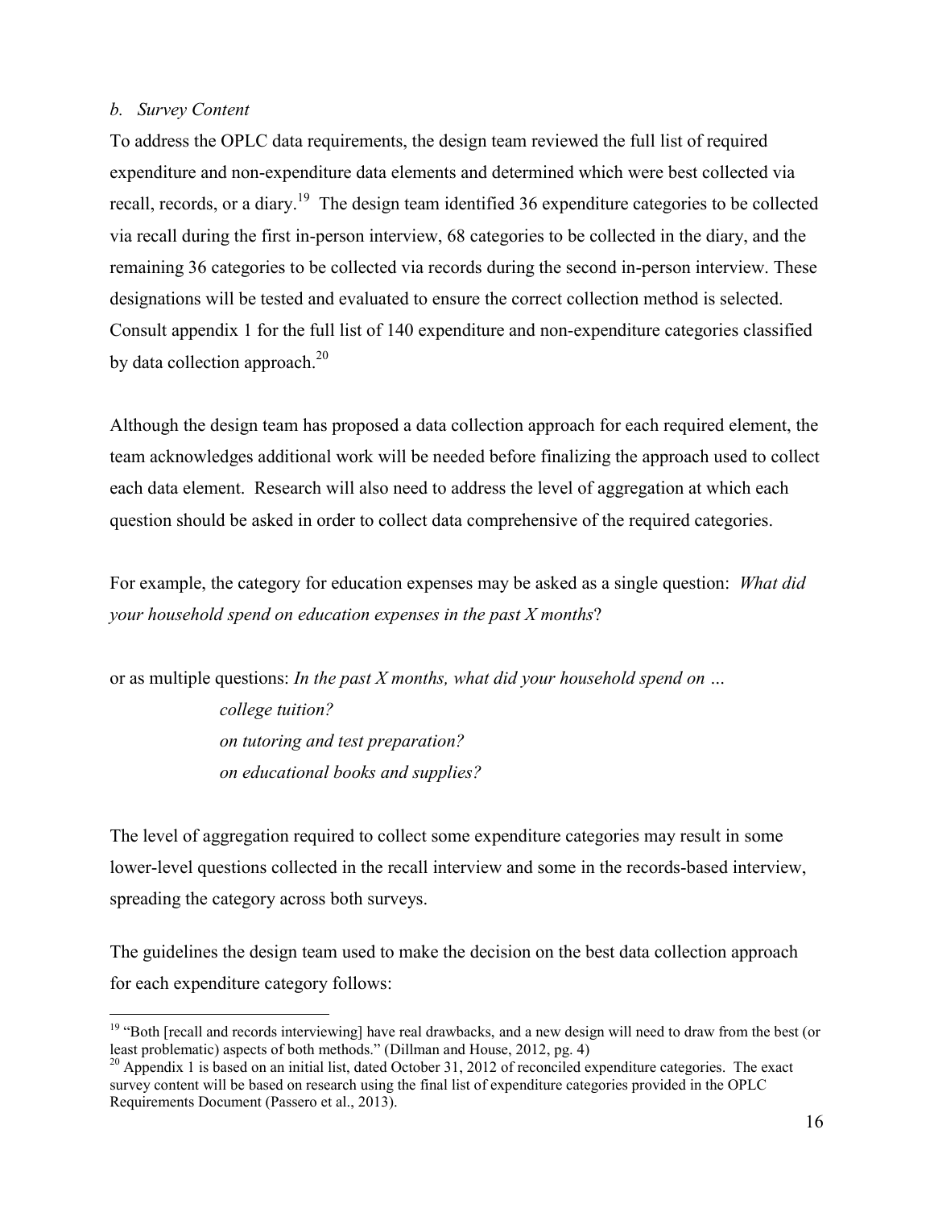*b. Survey Content*

To address the OPLC data requirements, the design team reviewed the full list of required expenditure and non-expenditure data elements and determined which were best collected via recall, records, or a diary.[19] The design team identified 36 expenditure categories to be collected via recall during the first in-person interview, 68 categories to be collected in the diary, and the remaining 36 categories to be collected via records during the second in-person interview. These designations will be tested and evaluated to ensure the correct collection method is selected. Consult appendix 1 for the full list of 140 expenditure and non-expenditure categories classified by data collection approach.[20]

Although the design team has proposed a data collection approach for each required element, the team acknowledges additional work will be needed before finalizing the approach used to collect each data element. Research will also need to address the level of aggregation at which each question should be asked in order to collect data comprehensive of the required categories.

For example, the category for education expenses may be asked as a single question: *What did your household spend on education expenses in the past X months*?

or as multiple questions: *In the past X months, what did your household spend on …*

> *college tuition?*
> *on tutoring and test preparation?*
> *on educational books and supplies?*

The level of aggregation required to collect some expenditure categories may result in some lower-level questions collected in the recall interview and some in the records-based interview, spreading the category across both surveys.

The guidelines the design team used to make the decision on the best data collection approach for each expenditure category follows:

---

[19] "Both [recall and records interviewing] have real drawbacks, and a new design will need to draw from the best (or least problematic) aspects of both methods." (Dillman and House, 2012, pg. 4)

[20] Appendix 1 is based on an initial list, dated October 31, 2012 of reconciled expenditure categories. The exact survey content will be based on research using the final list of expenditure categories provided in the OPLC Requirements Document (Passero et al., 2013).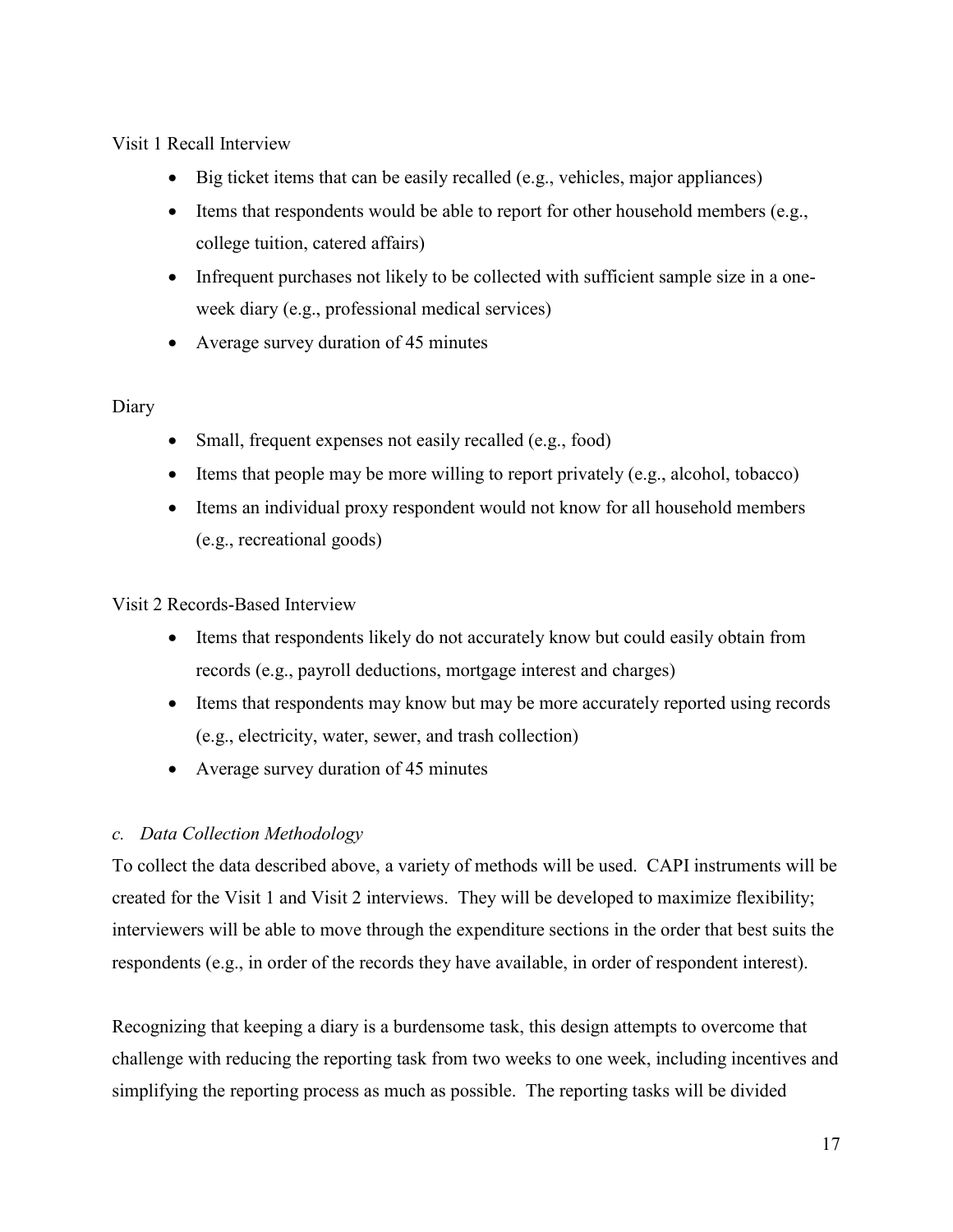Visit 1 Recall Interview

- Big ticket items that can be easily recalled (e.g., vehicles, major appliances)
- Items that respondents would be able to report for other household members (e.g., college tuition, catered affairs)
- Infrequent purchases not likely to be collected with sufficient sample size in a one-week diary (e.g., professional medical services)
- Average survey duration of 45 minutes

Diary

- Small, frequent expenses not easily recalled (e.g., food)
- Items that people may be more willing to report privately (e.g., alcohol, tobacco)
- Items an individual proxy respondent would not know for all household members (e.g., recreational goods)

Visit 2 Records-Based Interview

- Items that respondents likely do not accurately know but could easily obtain from records (e.g., payroll deductions, mortgage interest and charges)
- Items that respondents may know but may be more accurately reported using records (e.g., electricity, water, sewer, and trash collection)
- Average survey duration of 45 minutes

### *c. Data Collection Methodology*

To collect the data described above, a variety of methods will be used. CAPI instruments will be created for the Visit 1 and Visit 2 interviews. They will be developed to maximize flexibility; interviewers will be able to move through the expenditure sections in the order that best suits the respondents (e.g., in order of the records they have available, in order of respondent interest).

Recognizing that keeping a diary is a burdensome task, this design attempts to overcome that challenge with reducing the reporting task from two weeks to one week, including incentives and simplifying the reporting process as much as possible. The reporting tasks will be divided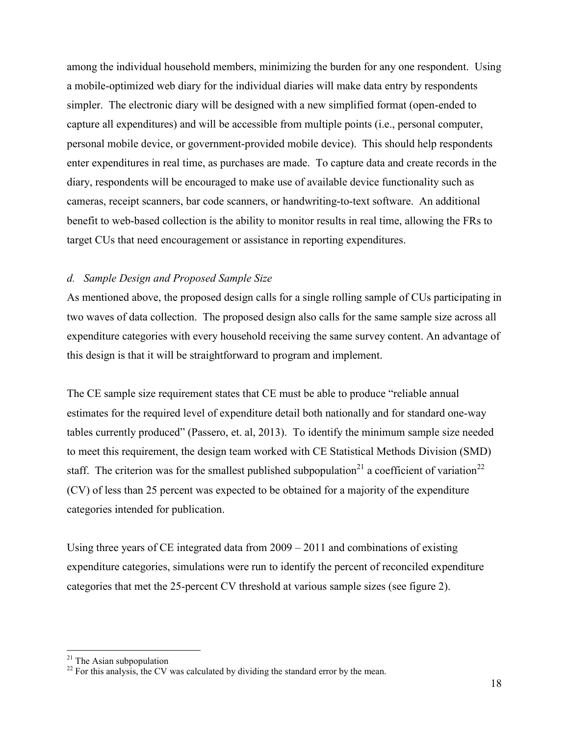among the individual household members, minimizing the burden for any one respondent. Using a mobile-optimized web diary for the individual diaries will make data entry by respondents simpler. The electronic diary will be designed with a new simplified format (open-ended to capture all expenditures) and will be accessible from multiple points (i.e., personal computer, personal mobile device, or government-provided mobile device). This should help respondents enter expenditures in real time, as purchases are made. To capture data and create records in the diary, respondents will be encouraged to make use of available device functionality such as cameras, receipt scanners, bar code scanners, or handwriting-to-text software. An additional benefit to web-based collection is the ability to monitor results in real time, allowing the FRs to target CUs that need encouragement or assistance in reporting expenditures.

*d. Sample Design and Proposed Sample Size*

As mentioned above, the proposed design calls for a single rolling sample of CUs participating in two waves of data collection. The proposed design also calls for the same sample size across all expenditure categories with every household receiving the same survey content. An advantage of this design is that it will be straightforward to program and implement.

The CE sample size requirement states that CE must be able to produce "reliable annual estimates for the required level of expenditure detail both nationally and for standard one-way tables currently produced" (Passero, et. al, 2013). To identify the minimum sample size needed to meet this requirement, the design team worked with CE Statistical Methods Division (SMD) staff. The criterion was for the smallest published subpopulation[21] a coefficient of variation[22] (CV) of less than 25 percent was expected to be obtained for a majority of the expenditure categories intended for publication.

Using three years of CE integrated data from 2009 – 2011 and combinations of existing expenditure categories, simulations were run to identify the percent of reconciled expenditure categories that met the 25-percent CV threshold at various sample sizes (see figure 2).

[21] The Asian subpopulation

[22] For this analysis, the CV was calculated by dividing the standard error by the mean.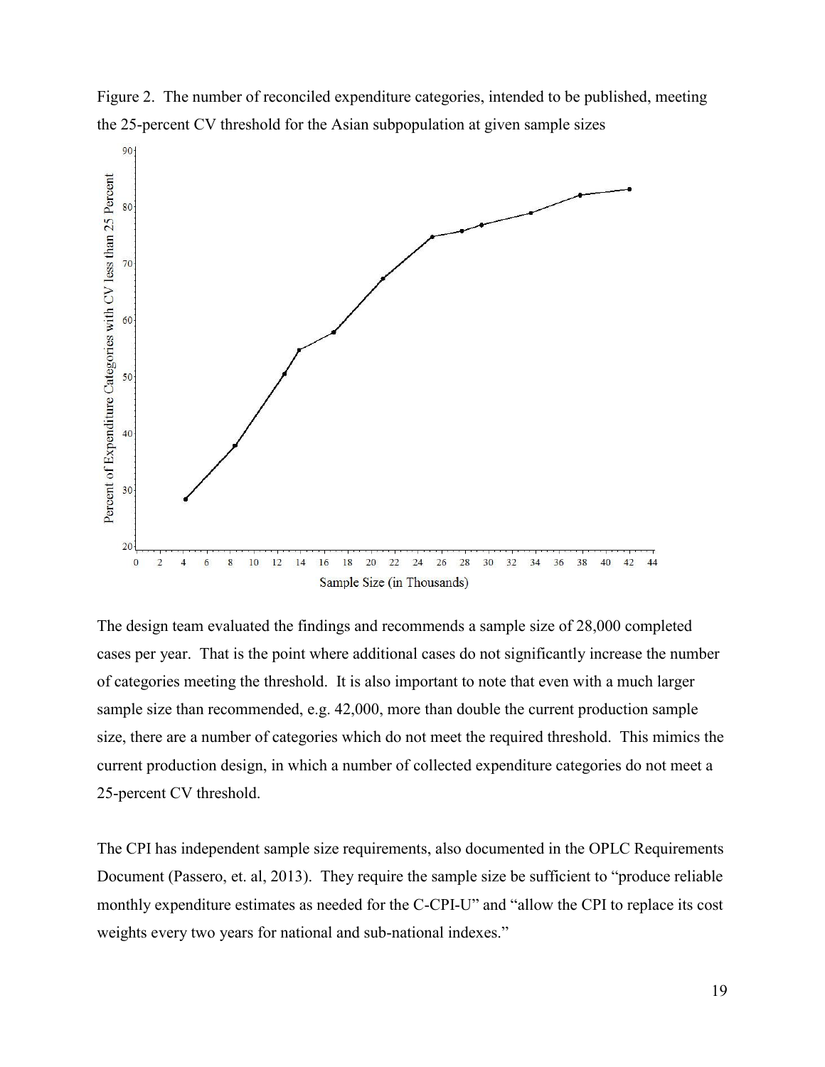Figure 2. The number of reconciled expenditure categories, intended to be published, meeting the 25-percent CV threshold for the Asian subpopulation at given sample sizes

The design team evaluated the findings and recommends a sample size of 28,000 completed cases per year. That is the point where additional cases do not significantly increase the number of categories meeting the threshold. It is also important to note that even with a much larger sample size than recommended, e.g. 42,000, more than double the current production sample size, there are a number of categories which do not meet the required threshold. This mimics the current production design, in which a number of collected expenditure categories do not meet a 25-percent CV threshold.

The CPI has independent sample size requirements, also documented in the OPLC Requirements Document (Passero, et. al, 2013). They require the sample size be sufficient to "produce reliable monthly expenditure estimates as needed for the C-CPI-U" and "allow the CPI to replace its cost weights every two years for national and sub-national indexes."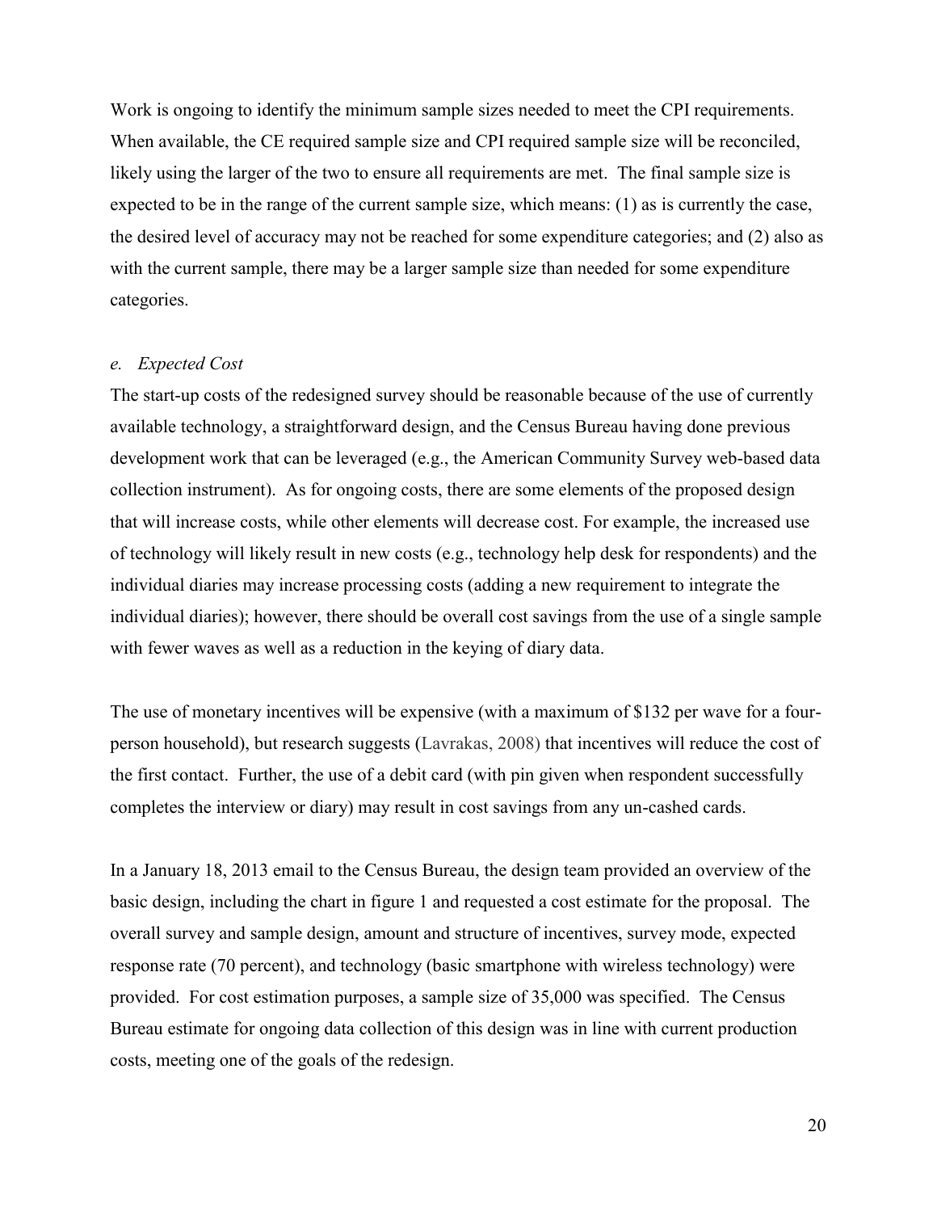Work is ongoing to identify the minimum sample sizes needed to meet the CPI requirements. When available, the CE required sample size and CPI required sample size will be reconciled, likely using the larger of the two to ensure all requirements are met. The final sample size is expected to be in the range of the current sample size, which means: (1) as is currently the case, the desired level of accuracy may not be reached for some expenditure categories; and (2) also as with the current sample, there may be a larger sample size than needed for some expenditure categories.

*e. Expected Cost*

The start-up costs of the redesigned survey should be reasonable because of the use of currently available technology, a straightforward design, and the Census Bureau having done previous development work that can be leveraged (e.g., the American Community Survey web-based data collection instrument). As for ongoing costs, there are some elements of the proposed design that will increase costs, while other elements will decrease cost. For example, the increased use of technology will likely result in new costs (e.g., technology help desk for respondents) and the individual diaries may increase processing costs (adding a new requirement to integrate the individual diaries); however, there should be overall cost savings from the use of a single sample with fewer waves as well as a reduction in the keying of diary data.

The use of monetary incentives will be expensive (with a maximum of $132 per wave for a four-person household), but research suggests (Lavrakas, 2008) that incentives will reduce the cost of the first contact. Further, the use of a debit card (with pin given when respondent successfully completes the interview or diary) may result in cost savings from any un-cashed cards.

In a January 18, 2013 email to the Census Bureau, the design team provided an overview of the basic design, including the chart in figure 1 and requested a cost estimate for the proposal. The overall survey and sample design, amount and structure of incentives, survey mode, expected response rate (70 percent), and technology (basic smartphone with wireless technology) were provided. For cost estimation purposes, a sample size of 35,000 was specified. The Census Bureau estimate for ongoing data collection of this design was in line with current production costs, meeting one of the goals of the redesign.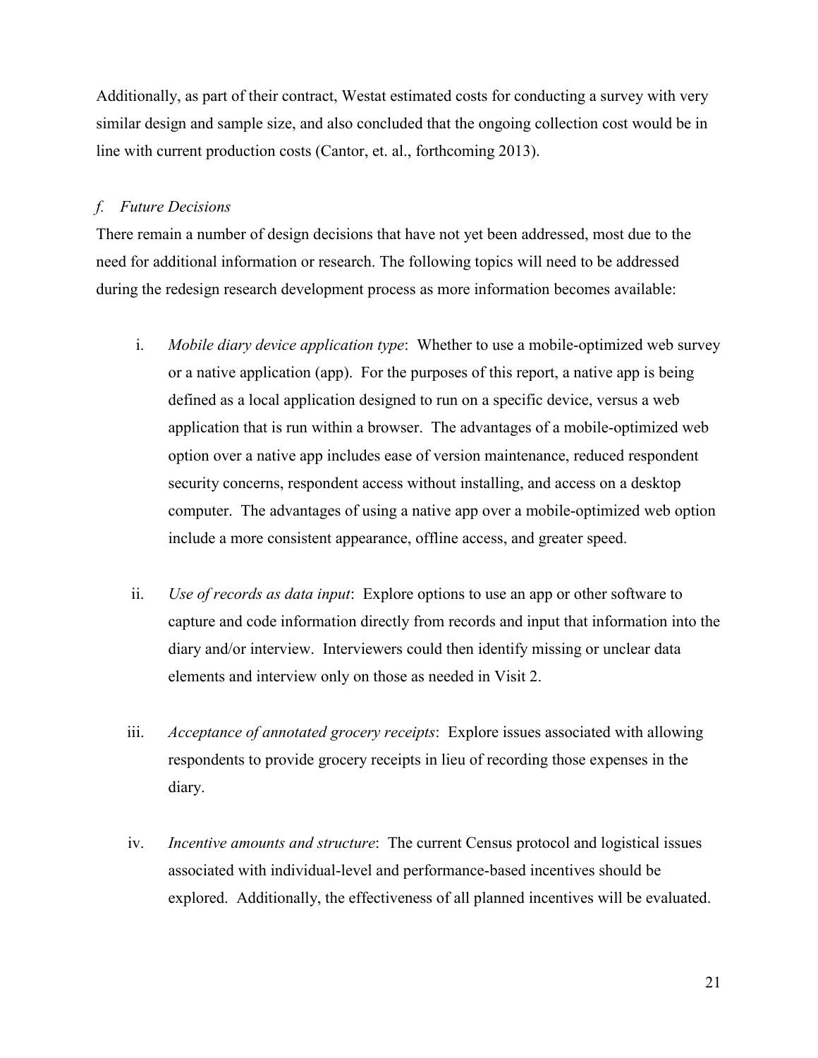Additionally, as part of their contract, Westat estimated costs for conducting a survey with very similar design and sample size, and also concluded that the ongoing collection cost would be in line with current production costs (Cantor, et. al., forthcoming 2013).

### *f. Future Decisions*

There remain a number of design decisions that have not yet been addressed, most due to the need for additional information or research. The following topics will need to be addressed during the redesign research development process as more information becomes available:

i. *Mobile diary device application type*: Whether to use a mobile-optimized web survey or a native application (app). For the purposes of this report, a native app is being defined as a local application designed to run on a specific device, versus a web application that is run within a browser. The advantages of a mobile-optimized web option over a native app includes ease of version maintenance, reduced respondent security concerns, respondent access without installing, and access on a desktop computer. The advantages of using a native app over a mobile-optimized web option include a more consistent appearance, offline access, and greater speed.

ii. *Use of records as data input*: Explore options to use an app or other software to capture and code information directly from records and input that information into the diary and/or interview. Interviewers could then identify missing or unclear data elements and interview only on those as needed in Visit 2.

iii. *Acceptance of annotated grocery receipts*: Explore issues associated with allowing respondents to provide grocery receipts in lieu of recording those expenses in the diary.

iv. *Incentive amounts and structure*: The current Census protocol and logistical issues associated with individual-level and performance-based incentives should be explored. Additionally, the effectiveness of all planned incentives will be evaluated.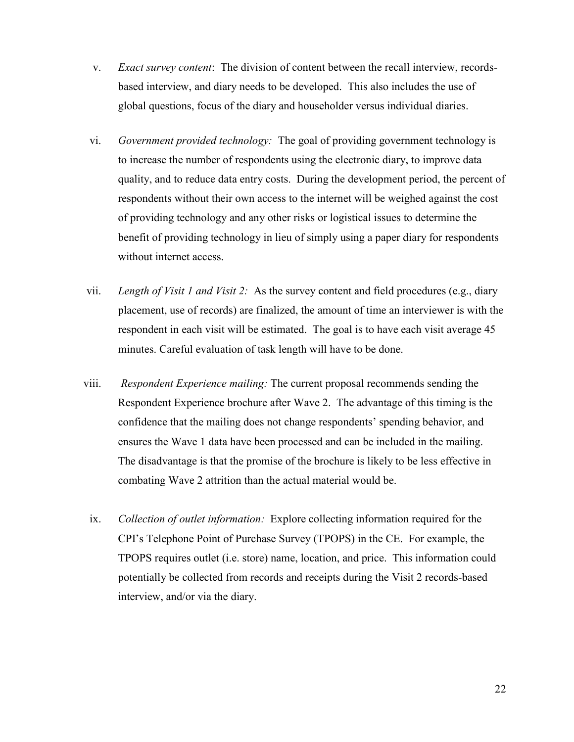v. *Exact survey content*: The division of content between the recall interview, records-based interview, and diary needs to be developed. This also includes the use of global questions, focus of the diary and householder versus individual diaries.

vi. *Government provided technology:* The goal of providing government technology is to increase the number of respondents using the electronic diary, to improve data quality, and to reduce data entry costs. During the development period, the percent of respondents without their own access to the internet will be weighed against the cost of providing technology and any other risks or logistical issues to determine the benefit of providing technology in lieu of simply using a paper diary for respondents without internet access.

vii. *Length of Visit 1 and Visit 2:* As the survey content and field procedures (e.g., diary placement, use of records) are finalized, the amount of time an interviewer is with the respondent in each visit will be estimated. The goal is to have each visit average 45 minutes. Careful evaluation of task length will have to be done.

viii. *Respondent Experience mailing:* The current proposal recommends sending the Respondent Experience brochure after Wave 2. The advantage of this timing is the confidence that the mailing does not change respondents' spending behavior, and ensures the Wave 1 data have been processed and can be included in the mailing. The disadvantage is that the promise of the brochure is likely to be less effective in combating Wave 2 attrition than the actual material would be.

ix. *Collection of outlet information:* Explore collecting information required for the CPI's Telephone Point of Purchase Survey (TPOPS) in the CE. For example, the TPOPS requires outlet (i.e. store) name, location, and price. This information could potentially be collected from records and receipts during the Visit 2 records-based interview, and/or via the diary.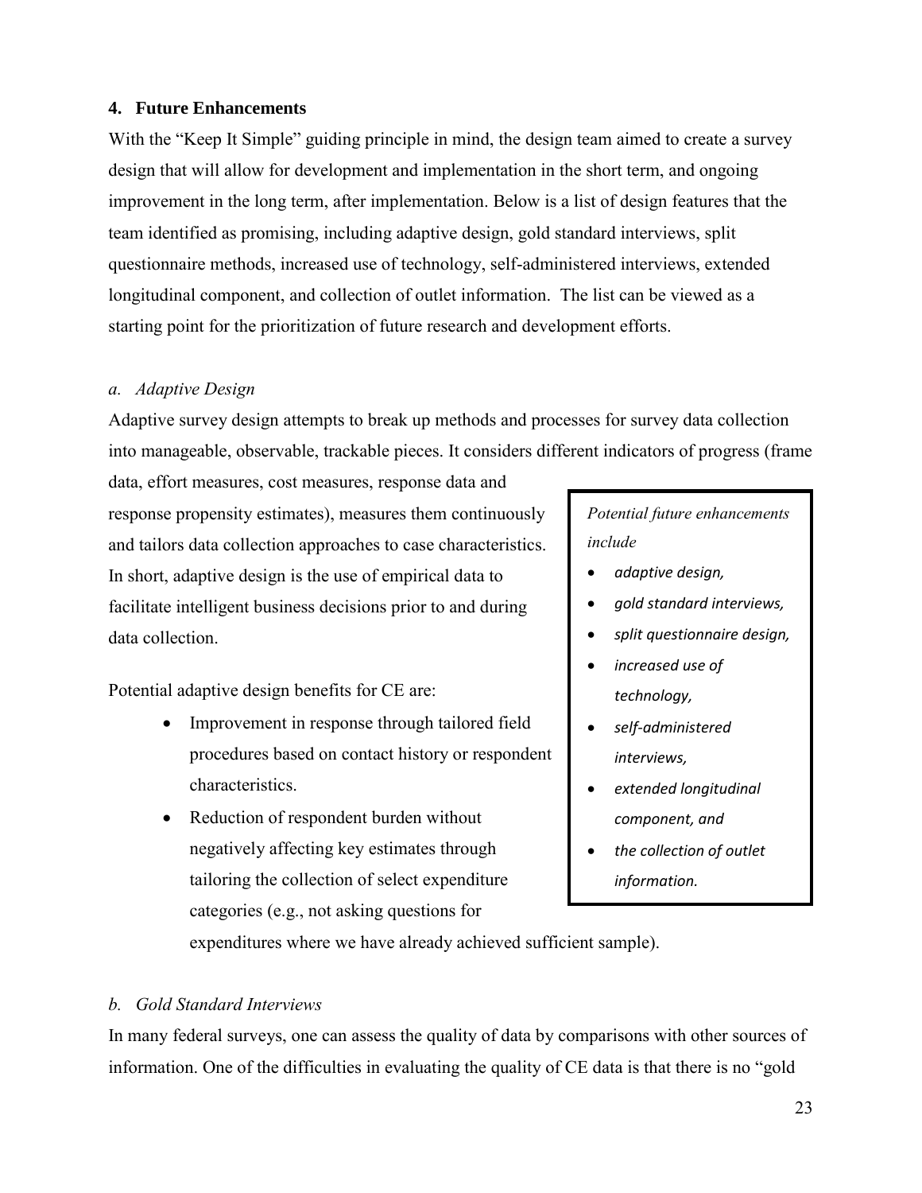## 4. Future Enhancements

With the "Keep It Simple" guiding principle in mind, the design team aimed to create a survey design that will allow for development and implementation in the short term, and ongoing improvement in the long term, after implementation. Below is a list of design features that the team identified as promising, including adaptive design, gold standard interviews, split questionnaire methods, increased use of technology, self-administered interviews, extended longitudinal component, and collection of outlet information. The list can be viewed as a starting point for the prioritization of future research and development efforts.

### *a. Adaptive Design*

Adaptive survey design attempts to break up methods and processes for survey data collection into manageable, observable, trackable pieces. It considers different indicators of progress (frame data, effort measures, cost measures, response data and response propensity estimates), measures them continuously and tailors data collection approaches to case characteristics. In short, adaptive design is the use of empirical data to facilitate intelligent business decisions prior to and during data collection.

> *Potential future enhancements include*
>
> - *adaptive design,*
> - *gold standard interviews,*
> - *split questionnaire design,*
> - *increased use of technology,*
> - *self-administered interviews,*
> - *extended longitudinal component, and*
> - *the collection of outlet information.*

Potential adaptive design benefits for CE are:

- Improvement in response through tailored field procedures based on contact history or respondent characteristics.
- Reduction of respondent burden without negatively affecting key estimates through tailoring the collection of select expenditure categories (e.g., not asking questions for expenditures where we have already achieved sufficient sample).

### *b. Gold Standard Interviews*

In many federal surveys, one can assess the quality of data by comparisons with other sources of information. One of the difficulties in evaluating the quality of CE data is that there is no "gold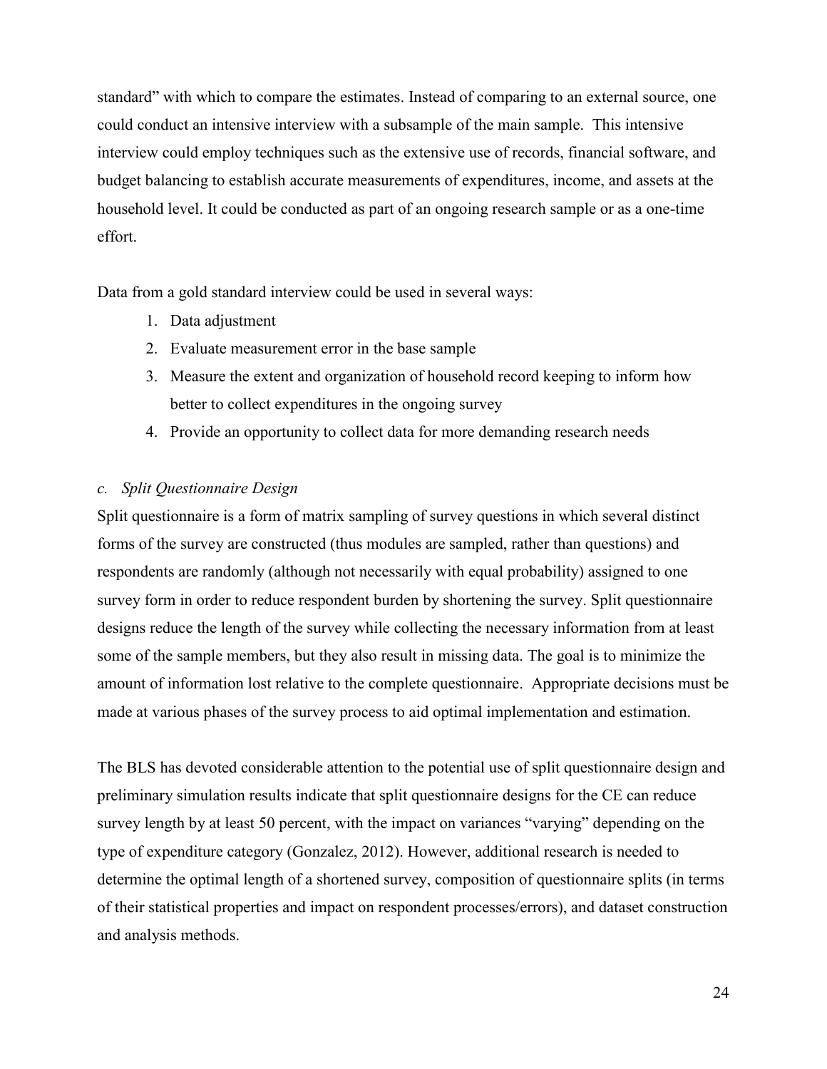standard" with which to compare the estimates. Instead of comparing to an external source, one could conduct an intensive interview with a subsample of the main sample. This intensive interview could employ techniques such as the extensive use of records, financial software, and budget balancing to establish accurate measurements of expenditures, income, and assets at the household level. It could be conducted as part of an ongoing research sample or as a one-time effort.

Data from a gold standard interview could be used in several ways:

1. Data adjustment
2. Evaluate measurement error in the base sample
3. Measure the extent and organization of household record keeping to inform how better to collect expenditures in the ongoing survey
4. Provide an opportunity to collect data for more demanding research needs

### *c. Split Questionnaire Design*

Split questionnaire is a form of matrix sampling of survey questions in which several distinct forms of the survey are constructed (thus modules are sampled, rather than questions) and respondents are randomly (although not necessarily with equal probability) assigned to one survey form in order to reduce respondent burden by shortening the survey. Split questionnaire designs reduce the length of the survey while collecting the necessary information from at least some of the sample members, but they also result in missing data. The goal is to minimize the amount of information lost relative to the complete questionnaire. Appropriate decisions must be made at various phases of the survey process to aid optimal implementation and estimation.

The BLS has devoted considerable attention to the potential use of split questionnaire design and preliminary simulation results indicate that split questionnaire designs for the CE can reduce survey length by at least 50 percent, with the impact on variances "varying" depending on the type of expenditure category (Gonzalez, 2012). However, additional research is needed to determine the optimal length of a shortened survey, composition of questionnaire splits (in terms of their statistical properties and impact on respondent processes/errors), and dataset construction and analysis methods.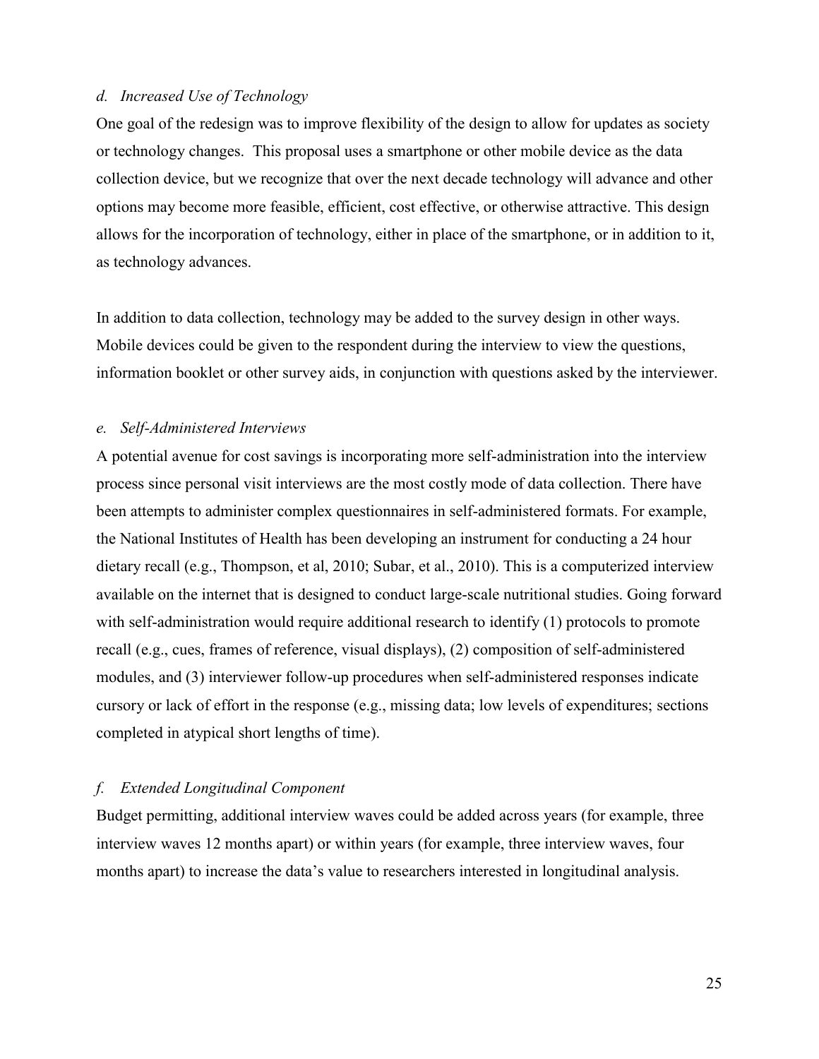*d. Increased Use of Technology*

One goal of the redesign was to improve flexibility of the design to allow for updates as society or technology changes. This proposal uses a smartphone or other mobile device as the data collection device, but we recognize that over the next decade technology will advance and other options may become more feasible, efficient, cost effective, or otherwise attractive. This design allows for the incorporation of technology, either in place of the smartphone, or in addition to it, as technology advances.

In addition to data collection, technology may be added to the survey design in other ways. Mobile devices could be given to the respondent during the interview to view the questions, information booklet or other survey aids, in conjunction with questions asked by the interviewer.

*e. Self-Administered Interviews*

A potential avenue for cost savings is incorporating more self-administration into the interview process since personal visit interviews are the most costly mode of data collection. There have been attempts to administer complex questionnaires in self-administered formats. For example, the National Institutes of Health has been developing an instrument for conducting a 24 hour dietary recall (e.g., Thompson, et al, 2010; Subar, et al., 2010). This is a computerized interview available on the internet that is designed to conduct large-scale nutritional studies. Going forward with self-administration would require additional research to identify (1) protocols to promote recall (e.g., cues, frames of reference, visual displays), (2) composition of self-administered modules, and (3) interviewer follow-up procedures when self-administered responses indicate cursory or lack of effort in the response (e.g., missing data; low levels of expenditures; sections completed in atypical short lengths of time).

*f. Extended Longitudinal Component*

Budget permitting, additional interview waves could be added across years (for example, three interview waves 12 months apart) or within years (for example, three interview waves, four months apart) to increase the data's value to researchers interested in longitudinal analysis.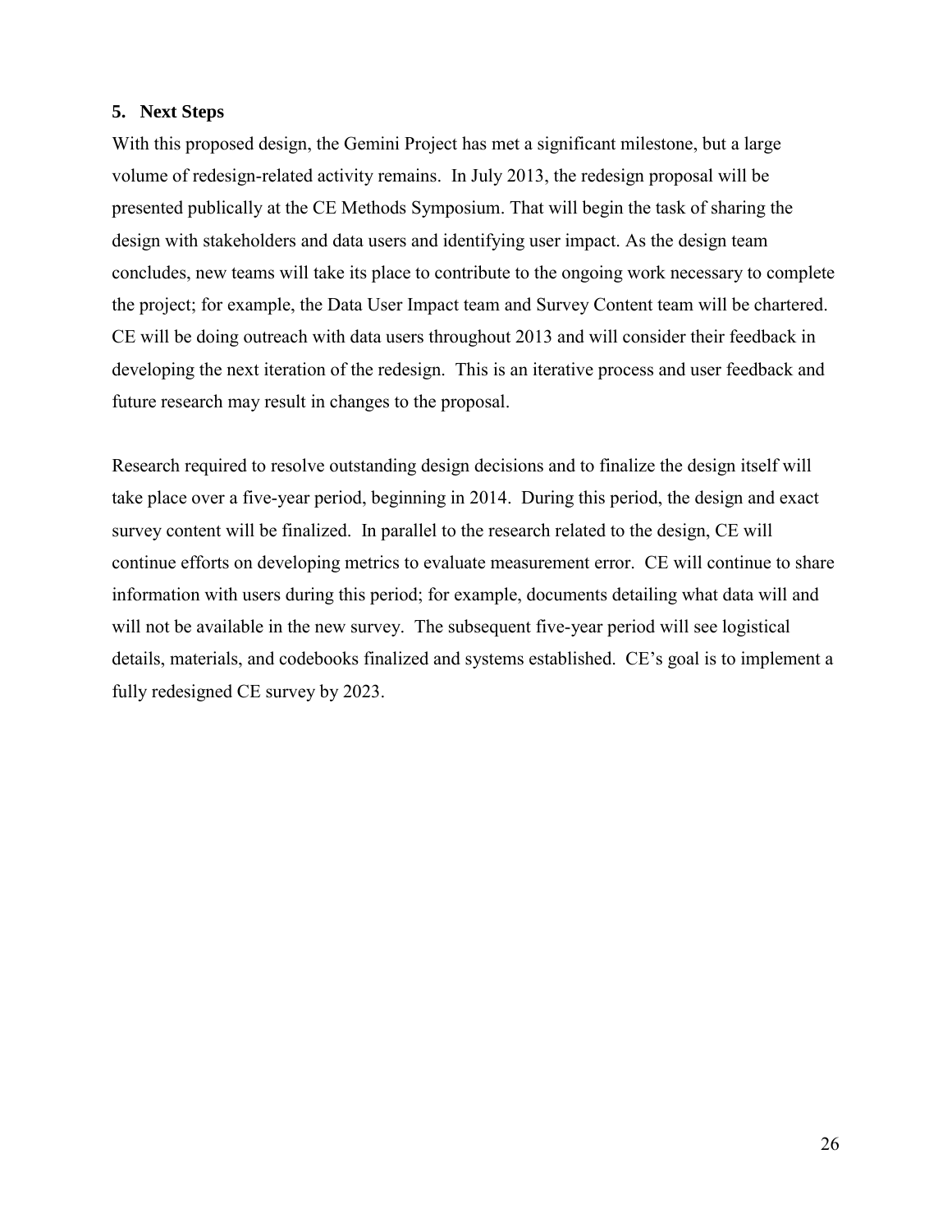## 5. Next Steps

With this proposed design, the Gemini Project has met a significant milestone, but a large volume of redesign-related activity remains. In July 2013, the redesign proposal will be presented publically at the CE Methods Symposium. That will begin the task of sharing the design with stakeholders and data users and identifying user impact. As the design team concludes, new teams will take its place to contribute to the ongoing work necessary to complete the project; for example, the Data User Impact team and Survey Content team will be chartered. CE will be doing outreach with data users throughout 2013 and will consider their feedback in developing the next iteration of the redesign. This is an iterative process and user feedback and future research may result in changes to the proposal.

Research required to resolve outstanding design decisions and to finalize the design itself will take place over a five-year period, beginning in 2014. During this period, the design and exact survey content will be finalized. In parallel to the research related to the design, CE will continue efforts on developing metrics to evaluate measurement error. CE will continue to share information with users during this period; for example, documents detailing what data will and will not be available in the new survey. The subsequent five-year period will see logistical details, materials, and codebooks finalized and systems established. CE's goal is to implement a fully redesigned CE survey by 2023.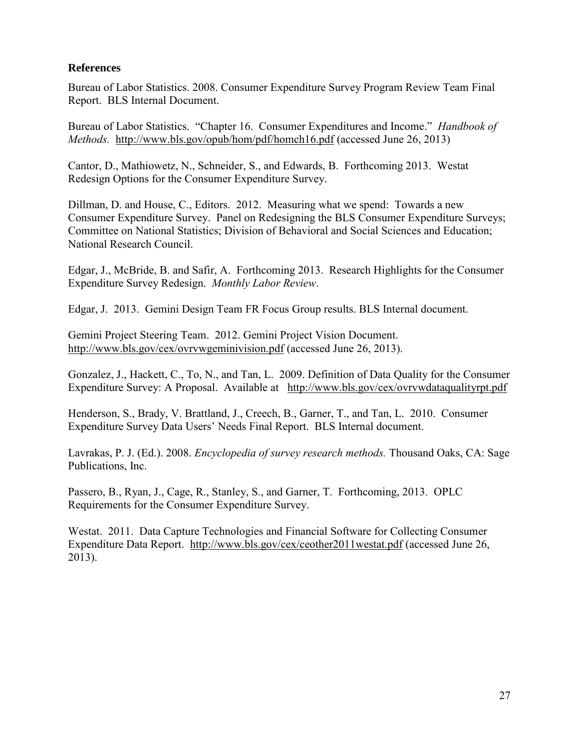## References

Bureau of Labor Statistics. 2008. Consumer Expenditure Survey Program Review Team Final Report. BLS Internal Document.

Bureau of Labor Statistics. "Chapter 16. Consumer Expenditures and Income." *Handbook of Methods.* http://www.bls.gov/opub/hom/pdf/homch16.pdf (accessed June 26, 2013)

Cantor, D., Mathiowetz, N., Schneider, S., and Edwards, B. Forthcoming 2013. Westat Redesign Options for the Consumer Expenditure Survey.

Dillman, D. and House, C., Editors. 2012. Measuring what we spend: Towards a new Consumer Expenditure Survey. Panel on Redesigning the BLS Consumer Expenditure Surveys; Committee on National Statistics; Division of Behavioral and Social Sciences and Education; National Research Council.

Edgar, J., McBride, B. and Safir, A. Forthcoming 2013. Research Highlights for the Consumer Expenditure Survey Redesign. *Monthly Labor Review*.

Edgar, J. 2013. Gemini Design Team FR Focus Group results. BLS Internal document.

Gemini Project Steering Team. 2012. Gemini Project Vision Document. http://www.bls.gov/cex/ovrvwgeminivision.pdf (accessed June 26, 2013).

Gonzalez, J., Hackett, C., To, N., and Tan, L. 2009. Definition of Data Quality for the Consumer Expenditure Survey: A Proposal. Available at http://www.bls.gov/cex/ovrvwdataqualityrpt.pdf

Henderson, S., Brady, V. Brattland, J., Creech, B., Garner, T., and Tan, L. 2010. Consumer Expenditure Survey Data Users' Needs Final Report. BLS Internal document.

Lavrakas, P. J. (Ed.). 2008. *Encyclopedia of survey research methods.* Thousand Oaks, CA: Sage Publications, Inc.

Passero, B., Ryan, J., Cage, R., Stanley, S., and Garner, T. Forthcoming, 2013. OPLC Requirements for the Consumer Expenditure Survey.

Westat. 2011. Data Capture Technologies and Financial Software for Collecting Consumer Expenditure Data Report. http://www.bls.gov/cex/ceother2011westat.pdf (accessed June 26, 2013).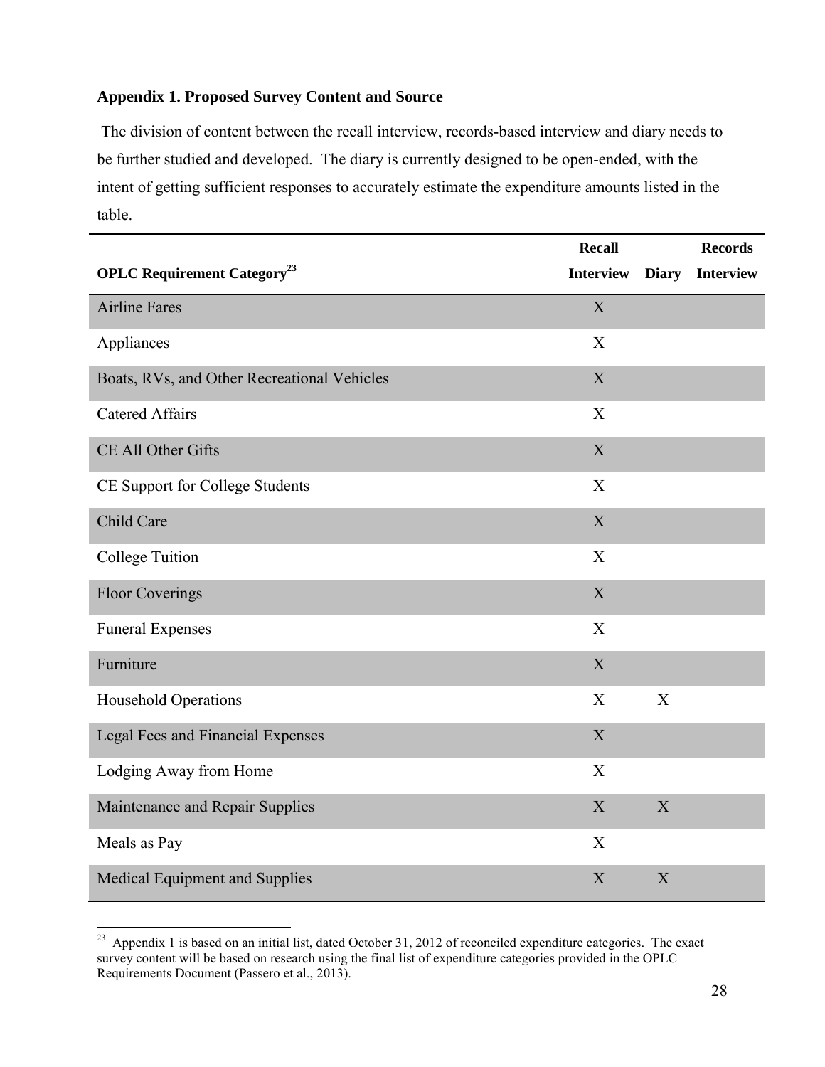### Appendix 1. Proposed Survey Content and Source

The division of content between the recall interview, records-based interview and diary needs to be further studied and developed. The diary is currently designed to be open-ended, with the intent of getting sufficient responses to accurately estimate the expenditure amounts listed in the table.

| OPLC Requirement Category[23] | Recall Interview | Diary | Records Interview |
|---|---|---|---|
| Airline Fares | X | | |
| Appliances | X | | |
| Boats, RVs, and Other Recreational Vehicles | X | | |
| Catered Affairs | X | | |
| CE All Other Gifts | X | | |
| CE Support for College Students | X | | |
| Child Care | X | | |
| College Tuition | X | | |
| Floor Coverings | X | | |
| Funeral Expenses | X | | |
| Furniture | X | | |
| Household Operations | X | X | |
| Legal Fees and Financial Expenses | X | | |
| Lodging Away from Home | X | | |
| Maintenance and Repair Supplies | X | X | |
| Meals as Pay | X | | |
| Medical Equipment and Supplies | X | X | |

[23] Appendix 1 is based on an initial list, dated October 31, 2012 of reconciled expenditure categories. The exact survey content will be based on research using the final list of expenditure categories provided in the OPLC Requirements Document (Passero et al., 2013).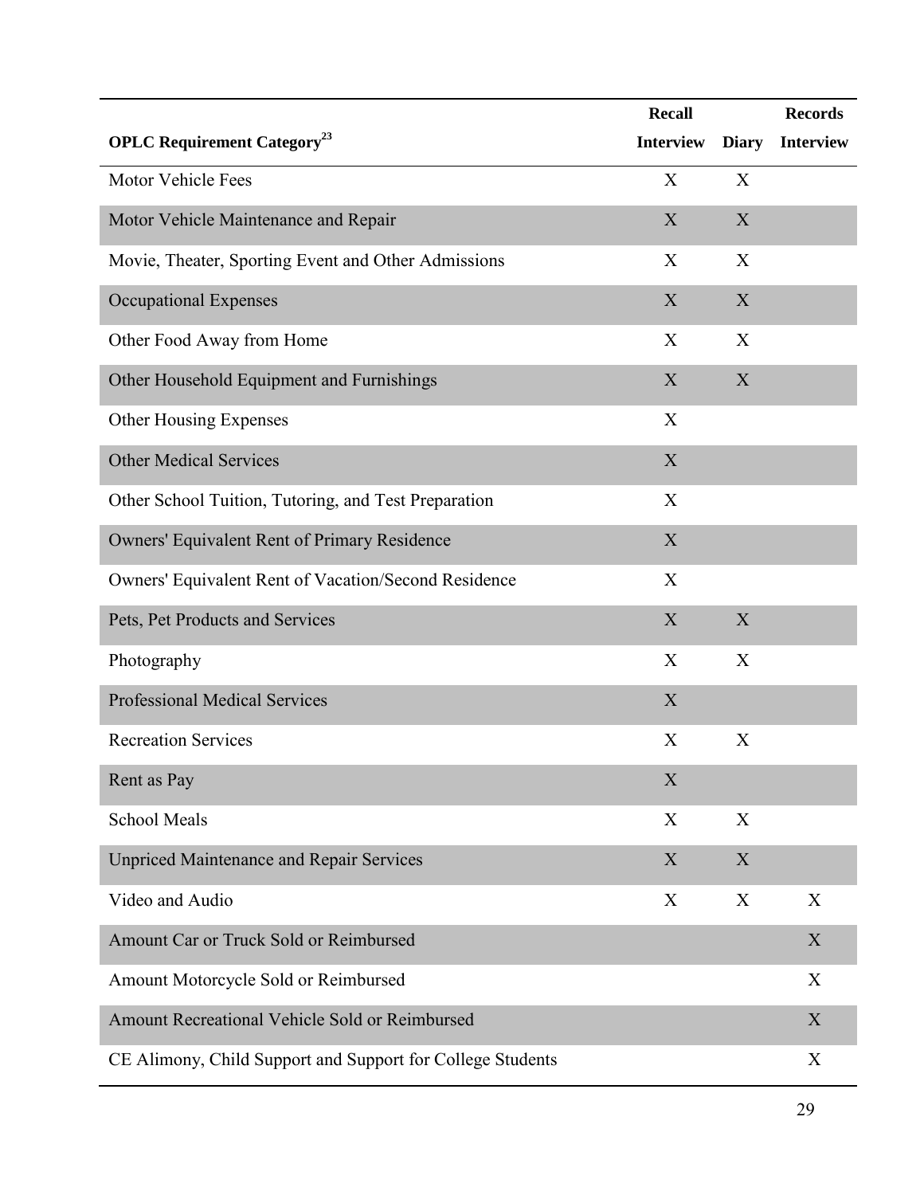| OPLC Requirement Category[23] | Recall Interview | Diary | Records Interview |
|---|---|---|---|
| Motor Vehicle Fees | X | X | |
| Motor Vehicle Maintenance and Repair | X | X | |
| Movie, Theater, Sporting Event and Other Admissions | X | X | |
| Occupational Expenses | X | X | |
| Other Food Away from Home | X | X | |
| Other Household Equipment and Furnishings | X | X | |
| Other Housing Expenses | X | | |
| Other Medical Services | X | | |
| Other School Tuition, Tutoring, and Test Preparation | X | | |
| Owners' Equivalent Rent of Primary Residence | X | | |
| Owners' Equivalent Rent of Vacation/Second Residence | X | | |
| Pets, Pet Products and Services | X | X | |
| Photography | X | X | |
| Professional Medical Services | X | | |
| Recreation Services | X | X | |
| Rent as Pay | X | | |
| School Meals | X | X | |
| Unpriced Maintenance and Repair Services | X | X | |
| Video and Audio | X | X | X |
| Amount Car or Truck Sold or Reimbursed | | | X |
| Amount Motorcycle Sold or Reimbursed | | | X |
| Amount Recreational Vehicle Sold or Reimbursed | | | X |
| CE Alimony, Child Support and Support for College Students | | | X |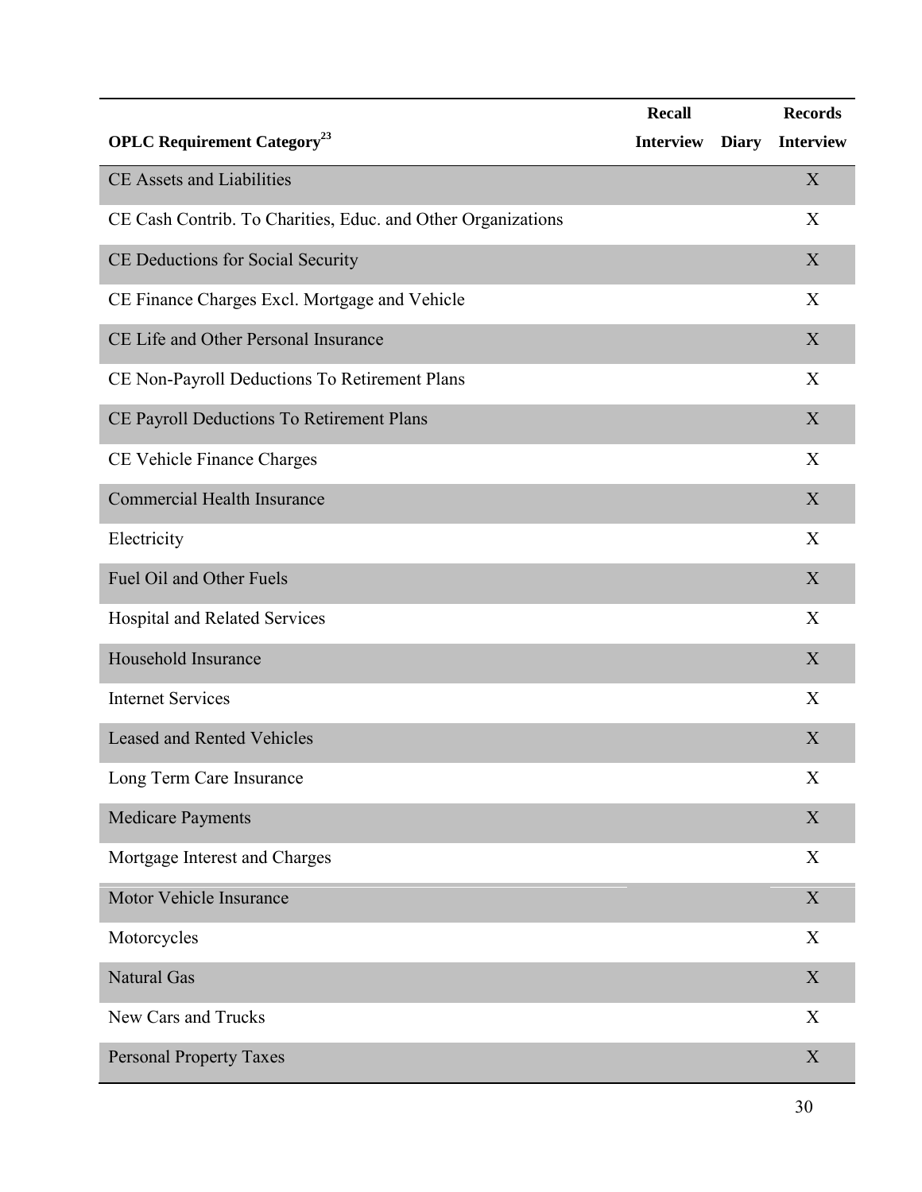| OPLC Requirement Category[23] | Recall Interview | Diary | Records Interview |
| --- | --- | --- | --- |
| CE Assets and Liabilities | | | X |
| CE Cash Contrib. To Charities, Educ. and Other Organizations | | | X |
| CE Deductions for Social Security | | | X |
| CE Finance Charges Excl. Mortgage and Vehicle | | | X |
| CE Life and Other Personal Insurance | | | X |
| CE Non-Payroll Deductions To Retirement Plans | | | X |
| CE Payroll Deductions To Retirement Plans | | | X |
| CE Vehicle Finance Charges | | | X |
| Commercial Health Insurance | | | X |
| Electricity | | | X |
| Fuel Oil and Other Fuels | | | X |
| Hospital and Related Services | | | X |
| Household Insurance | | | X |
| Internet Services | | | X |
| Leased and Rented Vehicles | | | X |
| Long Term Care Insurance | | | X |
| Medicare Payments | | | X |
| Mortgage Interest and Charges | | | X |
| Motor Vehicle Insurance | | | X |
| Motorcycles | | | X |
| Natural Gas | | | X |
| New Cars and Trucks | | | X |
| Personal Property Taxes | | | X |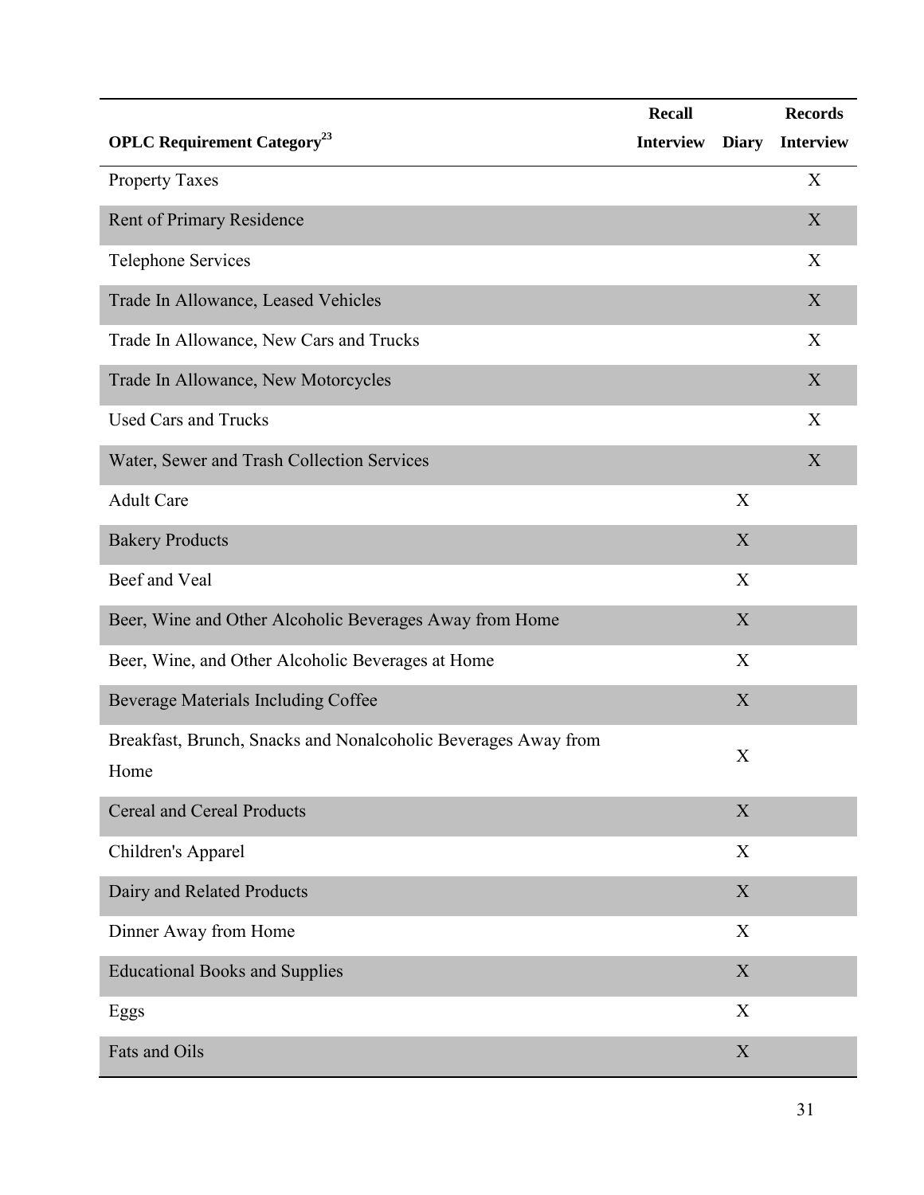| OPLC Requirement Category[23] | Recall Interview | Diary | Records Interview |
|---|---|---|---|
| Property Taxes | | | X |
| Rent of Primary Residence | | | X |
| Telephone Services | | | X |
| Trade In Allowance, Leased Vehicles | | | X |
| Trade In Allowance, New Cars and Trucks | | | X |
| Trade In Allowance, New Motorcycles | | | X |
| Used Cars and Trucks | | | X |
| Water, Sewer and Trash Collection Services | | | X |
| Adult Care | | X | |
| Bakery Products | | X | |
| Beef and Veal | | X | |
| Beer, Wine and Other Alcoholic Beverages Away from Home | | X | |
| Beer, Wine, and Other Alcoholic Beverages at Home | | X | |
| Beverage Materials Including Coffee | | X | |
| Breakfast, Brunch, Snacks and Nonalcoholic Beverages Away from Home | | X | |
| Cereal and Cereal Products | | X | |
| Children's Apparel | | X | |
| Dairy and Related Products | | X | |
| Dinner Away from Home | | X | |
| Educational Books and Supplies | | X | |
| Eggs | | X | |
| Fats and Oils | | X | |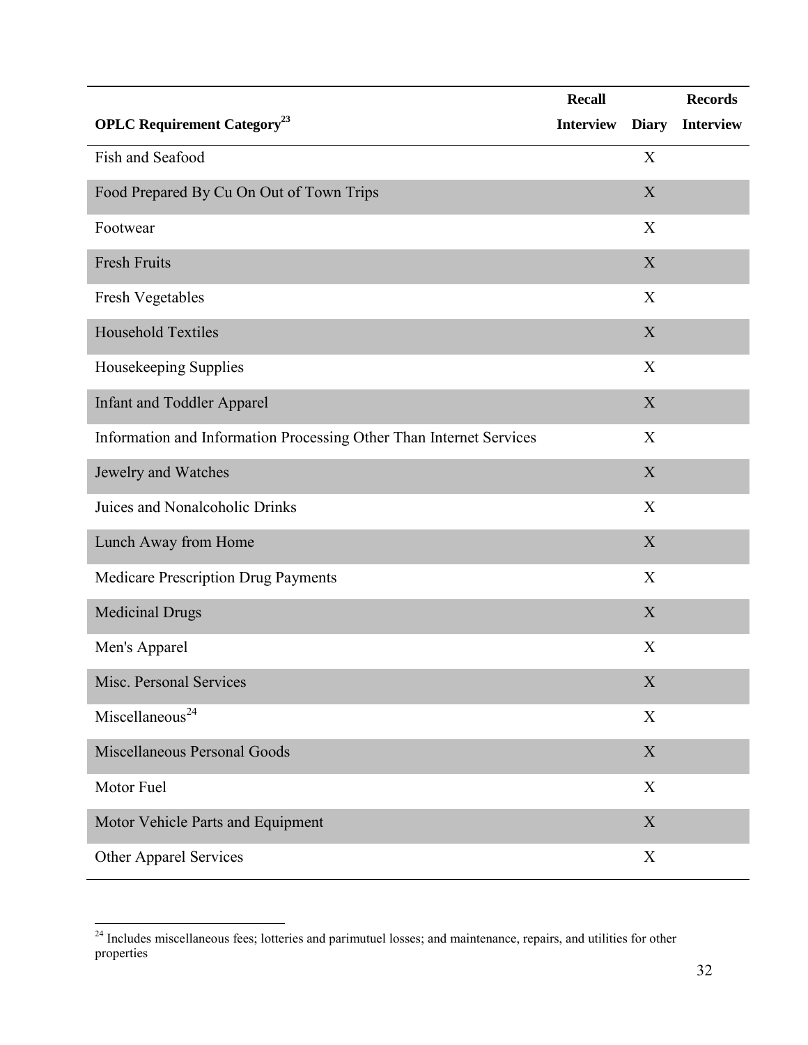| OPLC Requirement Category[23] | Recall Interview | Diary | Records Interview |
|---|---|---|---|
| Fish and Seafood | | X | |
| Food Prepared By Cu On Out of Town Trips | | X | |
| Footwear | | X | |
| Fresh Fruits | | X | |
| Fresh Vegetables | | X | |
| Household Textiles | | X | |
| Housekeeping Supplies | | X | |
| Infant and Toddler Apparel | | X | |
| Information and Information Processing Other Than Internet Services | | X | |
| Jewelry and Watches | | X | |
| Juices and Nonalcoholic Drinks | | X | |
| Lunch Away from Home | | X | |
| Medicare Prescription Drug Payments | | X | |
| Medicinal Drugs | | X | |
| Men's Apparel | | X | |
| Misc. Personal Services | | X | |
| Miscellaneous[24] | | X | |
| Miscellaneous Personal Goods | | X | |
| Motor Fuel | | X | |
| Motor Vehicle Parts and Equipment | | X | |
| Other Apparel Services | | X | |

[24] Includes miscellaneous fees; lotteries and parimutuel losses; and maintenance, repairs, and utilities for other properties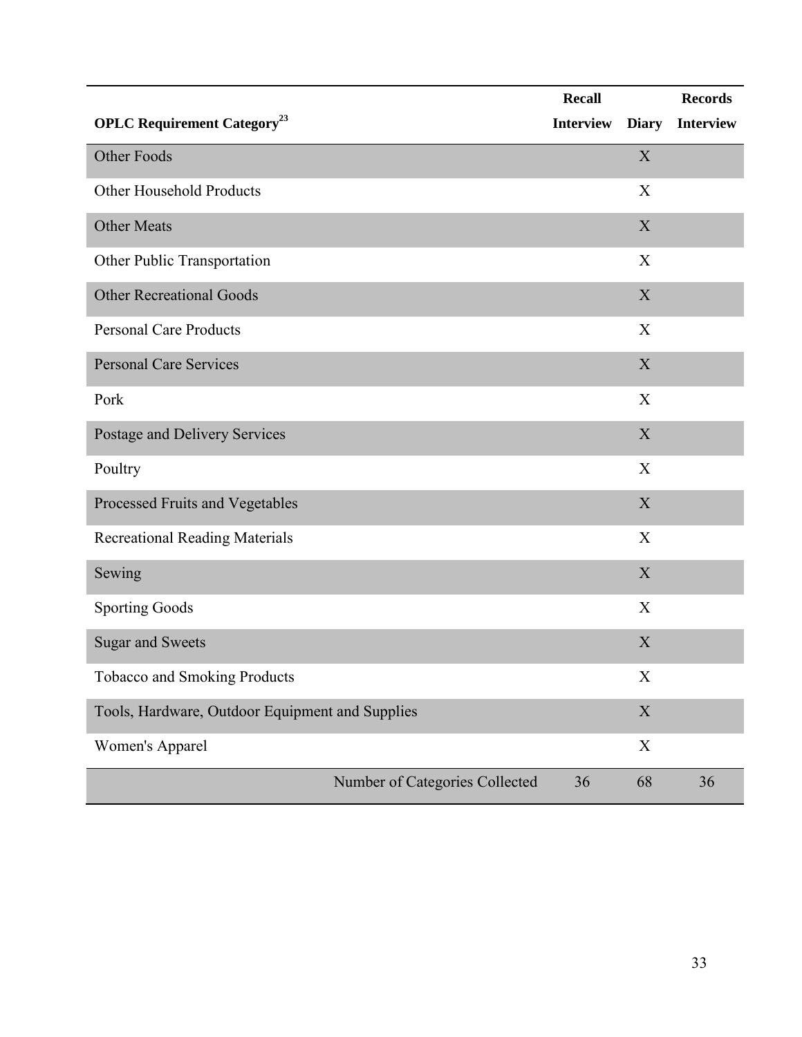| OPLC Requirement Category[23] | Recall Interview | Diary | Records Interview |
| --- | --- | --- | --- |
| Other Foods | | X | |
| Other Household Products | | X | |
| Other Meats | | X | |
| Other Public Transportation | | X | |
| Other Recreational Goods | | X | |
| Personal Care Products | | X | |
| Personal Care Services | | X | |
| Pork | | X | |
| Postage and Delivery Services | | X | |
| Poultry | | X | |
| Processed Fruits and Vegetables | | X | |
| Recreational Reading Materials | | X | |
| Sewing | | X | |
| Sporting Goods | | X | |
| Sugar and Sweets | | X | |
| Tobacco and Smoking Products | | X | |
| Tools, Hardware, Outdoor Equipment and Supplies | | X | |
| Women's Apparel | | X | |
| Number of Categories Collected | 36 | 68 | 36 |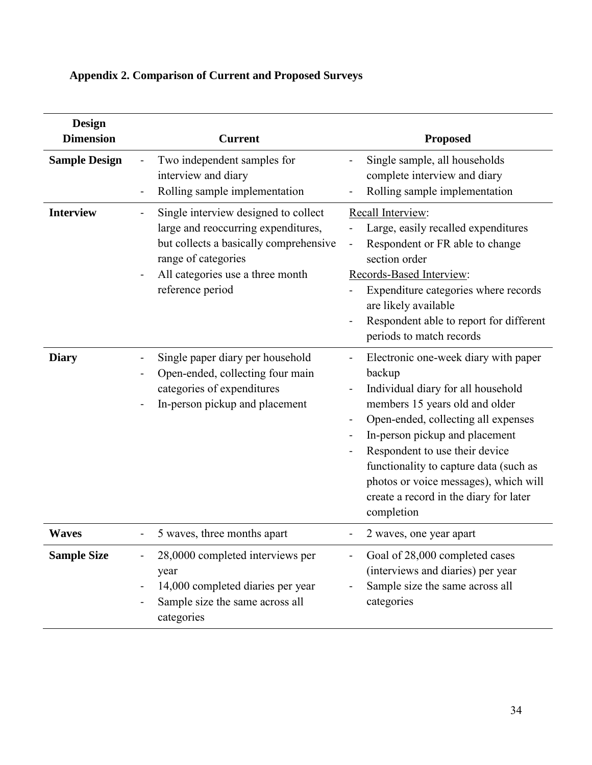## Appendix 2. Comparison of Current and Proposed Surveys

| Design Dimension | Current | Proposed |
|---|---|---|
| **Sample Design** | - Two independent samples for interview and diary<br>- Rolling sample implementation | - Single sample, all households complete interview and diary<br>- Rolling sample implementation |
| **Interview** | - Single interview designed to collect large and reoccurring expenditures, but collects a basically comprehensive range of categories<br>- All categories use a three month reference period | Recall Interview:<br>- Large, easily recalled expenditures<br>- Respondent or FR able to change section order<br>Records-Based Interview:<br>- Expenditure categories where records are likely available<br>- Respondent able to report for different periods to match records |
| **Diary** | - Single paper diary per household<br>- Open-ended, collecting four main categories of expenditures<br>- In-person pickup and placement | - Electronic one-week diary with paper backup<br>- Individual diary for all household members 15 years old and older<br>- Open-ended, collecting all expenses<br>- In-person pickup and placement<br>- Respondent to use their device functionality to capture data (such as photos or voice messages), which will create a record in the diary for later completion |
| **Waves** | - 5 waves, three months apart | - 2 waves, one year apart |
| **Sample Size** | - 28,0000 completed interviews per year<br>- 14,000 completed diaries per year<br>- Sample size the same across all categories | - Goal of 28,000 completed cases (interviews and diaries) per year<br>- Sample size the same across all categories |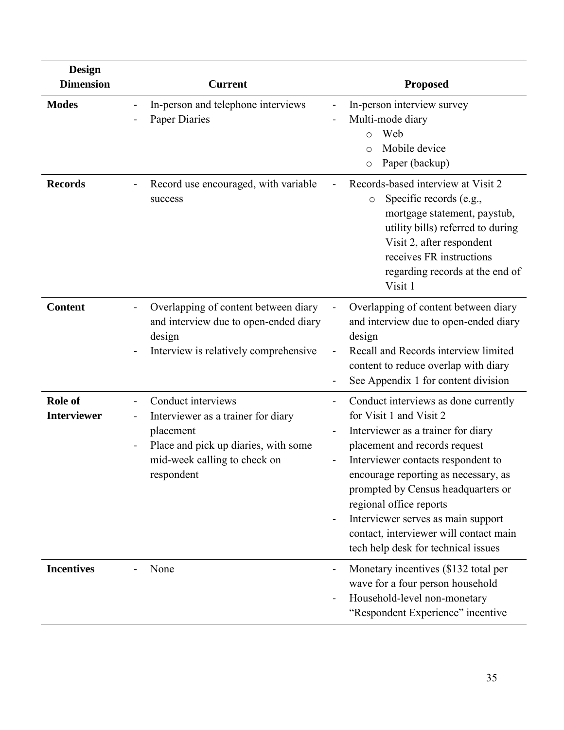| Design Dimension | Current | Proposed |
|---|---|---|
| **Modes** | - In-person and telephone interviews<br>- Paper Diaries | - In-person interview survey<br>- Multi-mode diary<br>  o Web<br>  o Mobile device<br>  o Paper (backup) |
| **Records** | - Record use encouraged, with variable success | - Records-based interview at Visit 2<br>  o Specific records (e.g., mortgage statement, paystub, utility bills) referred to during Visit 2, after respondent receives FR instructions regarding records at the end of Visit 1 |
| **Content** | - Overlapping of content between diary and interview due to open-ended diary design<br>- Interview is relatively comprehensive | - Overlapping of content between diary and interview due to open-ended diary design<br>- Recall and Records interview limited content to reduce overlap with diary<br>- See Appendix 1 for content division |
| **Role of Interviewer** | - Conduct interviews<br>- Interviewer as a trainer for diary placement<br>- Place and pick up diaries, with some mid-week calling to check on respondent | - Conduct interviews as done currently for Visit 1 and Visit 2<br>- Interviewer as a trainer for diary placement and records request<br>- Interviewer contacts respondent to encourage reporting as necessary, as prompted by Census headquarters or regional office reports<br>- Interviewer serves as main support contact, interviewer will contact main tech help desk for technical issues |
| **Incentives** | - None | - Monetary incentives ($132 total per wave for a four person household<br>- Household-level non-monetary "Respondent Experience" incentive |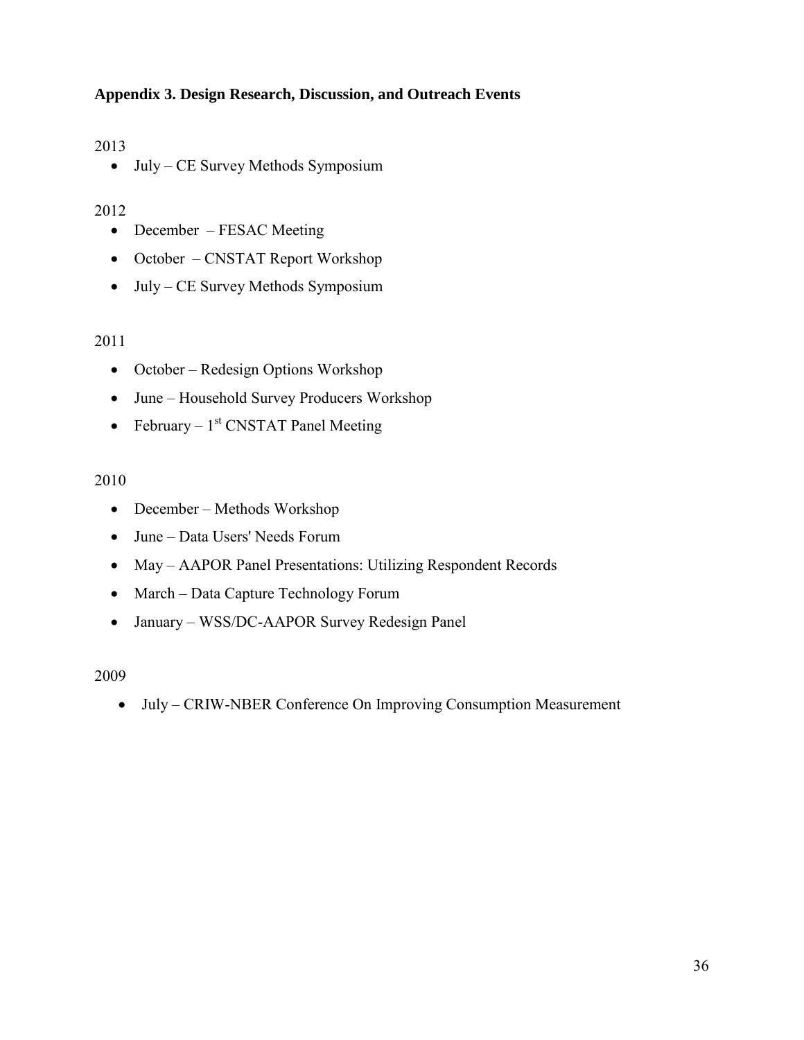### Appendix 3. Design Research, Discussion, and Outreach Events

2013

- July – CE Survey Methods Symposium

2012

- December – FESAC Meeting
- October – CNSTAT Report Workshop
- July – CE Survey Methods Symposium

2011

- October – Redesign Options Workshop
- June – Household Survey Producers Workshop
- February – 1st CNSTAT Panel Meeting

2010

- December – Methods Workshop
- June – Data Users' Needs Forum
- May – AAPOR Panel Presentations: Utilizing Respondent Records
- March – Data Capture Technology Forum
- January – WSS/DC-AAPOR Survey Redesign Panel

2009

- July – CRIW-NBER Conference On Improving Consumption Measurement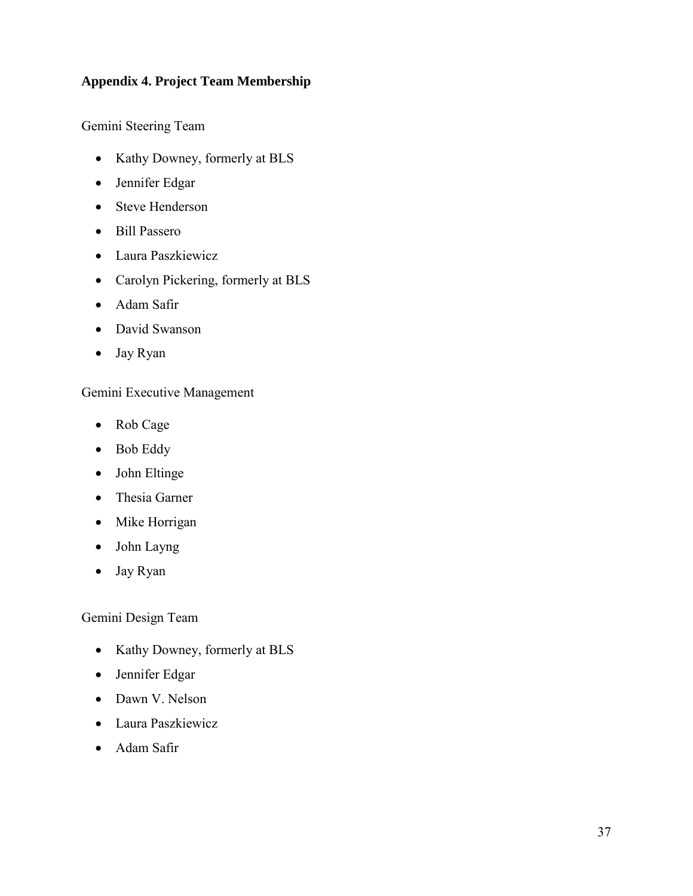## Appendix 4. Project Team Membership

Gemini Steering Team

- Kathy Downey, formerly at BLS
- Jennifer Edgar
- Steve Henderson
- Bill Passero
- Laura Paszkiewicz
- Carolyn Pickering, formerly at BLS
- Adam Safir
- David Swanson
- Jay Ryan

Gemini Executive Management

- Rob Cage
- Bob Eddy
- John Eltinge
- Thesia Garner
- Mike Horrigan
- John Layng
- Jay Ryan

Gemini Design Team

- Kathy Downey, formerly at BLS
- Jennifer Edgar
- Dawn V. Nelson
- Laura Paszkiewicz
- Adam Safir